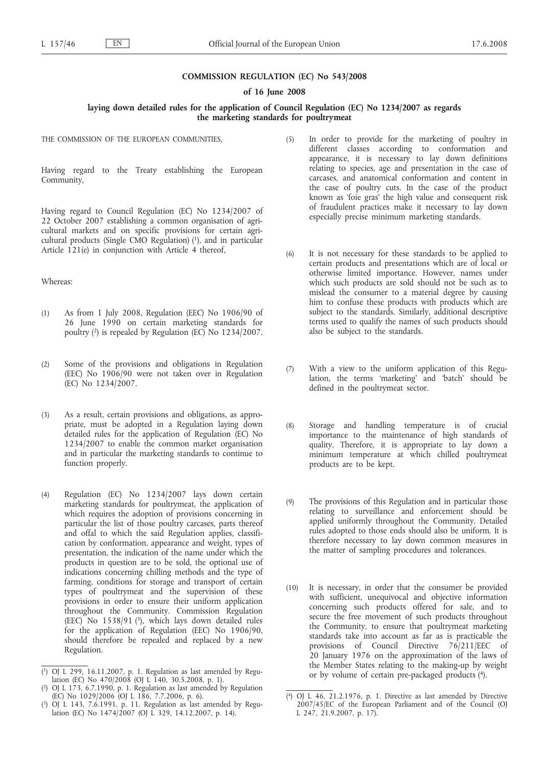**COMMISSION REGULATION (EC) No 543/2008**

**of 16 June 2008**

**laying down detailed rules for the application of Council Regulation (EC) No 1234/2007 as regards the marketing standards for poultrymeat**

THE COMMISSION OF THE EUROPEAN COMMUNITIES,

Having regard to the Treaty establishing the European Community,

Having regard to Council Regulation (EC) No 1234/2007 of 22 October 2007 establishing a common organisation of agricultural markets and on specific provisions for certain agricultural products (Single CMO Regulation) [1], and in particular Article 121(e) in conjunction with Article 4 thereof,

Whereas:

(1) As from 1 July 2008, Regulation (EEC) No 1906/90 of 26 June 1990 on certain marketing standards for poultry [2] is repealed by Regulation (EC) No 1234/2007.

(2) Some of the provisions and obligations in Regulation (EEC) No 1906/90 were not taken over in Regulation (EC) No 1234/2007.

(3) As a result, certain provisions and obligations, as appropriate, must be adopted in a Regulation laying down detailed rules for the application of Regulation (EC) No 1234/2007 to enable the common market organisation and in particular the marketing standards to continue to function properly.

(4) Regulation (EC) No 1234/2007 lays down certain marketing standards for poultrymeat, the application of which requires the adoption of provisions concerning in particular the list of those poultry carcases, parts thereof and offal to which the said Regulation applies, classification by conformation, appearance and weight, types of presentation, the indication of the name under which the products in question are to be sold, the optional use of indications concerning chilling methods and the type of farming, conditions for storage and transport of certain types of poultrymeat and the supervision of these provisions in order to ensure their uniform application throughout the Community. Commission Regulation (EEC) No 1538/91 [3], which lays down detailed rules for the application of Regulation (EEC) No 1906/90, should therefore be repealed and replaced by a new Regulation.

(5) In order to provide for the marketing of poultry in different classes according to conformation and appearance, it is necessary to lay down definitions relating to species, age and presentation in the case of carcases, and anatomical conformation and content in the case of poultry cuts. In the case of the product known as 'foie gras' the high value and consequent risk of fraudulent practices make it necessary to lay down especially precise minimum marketing standards.

(6) It is not necessary for these standards to be applied to certain products and presentations which are of local or otherwise limited importance. However, names under which such products are sold should not be such as to mislead the consumer to a material degree by causing him to confuse these products with products which are subject to the standards. Similarly, additional descriptive terms used to qualify the names of such products should also be subject to the standards.

(7) With a view to the uniform application of this Regulation, the terms 'marketing' and 'batch' should be defined in the poultrymeat sector.

(8) Storage and handling temperature is of crucial importance to the maintenance of high standards of quality. Therefore, it is appropriate to lay down a minimum temperature at which chilled poultrymeat products are to be kept.

(9) The provisions of this Regulation and in particular those relating to surveillance and enforcement should be applied uniformly throughout the Community. Detailed rules adopted to those ends should also be uniform. It is therefore necessary to lay down common measures in the matter of sampling procedures and tolerances.

(10) It is necessary, in order that the consumer be provided with sufficient, unequivocal and objective information concerning such products offered for sale, and to secure the free movement of such products throughout the Community, to ensure that poultrymeat marketing standards take into account as far as is practicable the provisions of Council Directive 76/211/EEC of 20 January 1976 on the approximation of the laws of the Member States relating to the making-up by weight or by volume of certain pre-packaged products [4].

---

[1] OJ L 299, 16.11.2007, p. 1. Regulation as last amended by Regulation (EC) No 470/2008 (OJ L 140, 30.5.2008, p. 1).

[2] OJ L 173, 6.7.1990, p. 1. Regulation as last amended by Regulation (EC) No 1029/2006 (OJ L 186, 7.7.2006, p. 6).

[3] OJ L 143, 7.6.1991, p. 11. Regulation as last amended by Regulation (EC) No 1474/2007 (OJ L 329, 14.12.2007, p. 14).

[4] OJ L 46, 21.2.1976, p. 1. Directive as last amended by Directive 2007/45/EC of the European Parliament and of the Council (OJ L 247, 21.9.2007, p. 17).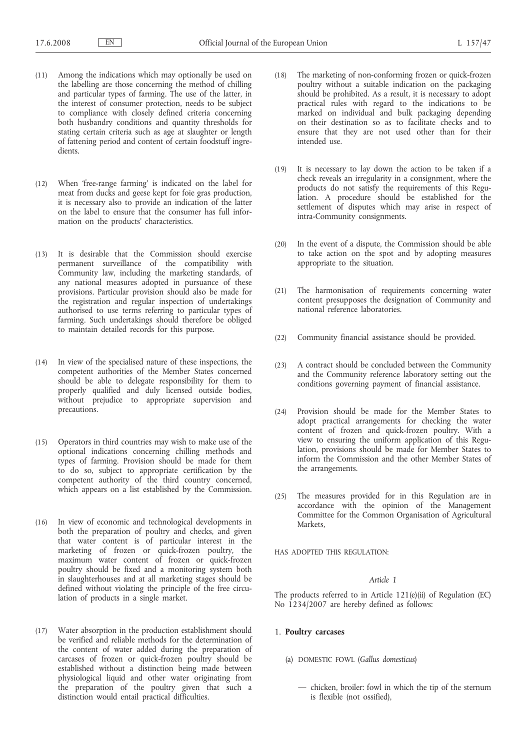(11) Among the indications which may optionally be used on the labelling are those concerning the method of chilling and particular types of farming. The use of the latter, in the interest of consumer protection, needs to be subject to compliance with closely defined criteria concerning both husbandry conditions and quantity thresholds for stating certain criteria such as age at slaughter or length of fattening period and content of certain foodstuff ingredients.

(12) When 'free-range farming' is indicated on the label for meat from ducks and geese kept for foie gras production, it is necessary also to provide an indication of the latter on the label to ensure that the consumer has full information on the products' characteristics.

(13) It is desirable that the Commission should exercise permanent surveillance of the compatibility with Community law, including the marketing standards, of any national measures adopted in pursuance of these provisions. Particular provision should also be made for the registration and regular inspection of undertakings authorised to use terms referring to particular types of farming. Such undertakings should therefore be obliged to maintain detailed records for this purpose.

(14) In view of the specialised nature of these inspections, the competent authorities of the Member States concerned should be able to delegate responsibility for them to properly qualified and duly licensed outside bodies, without prejudice to appropriate supervision and precautions.

(15) Operators in third countries may wish to make use of the optional indications concerning chilling methods and types of farming. Provision should be made for them to do so, subject to appropriate certification by the competent authority of the third country concerned, which appears on a list established by the Commission.

(16) In view of economic and technological developments in both the preparation of poultry and checks, and given that water content is of particular interest in the marketing of frozen or quick-frozen poultry, the maximum water content of frozen or quick-frozen poultry should be fixed and a monitoring system both in slaughterhouses and at all marketing stages should be defined without violating the principle of the free circulation of products in a single market.

(17) Water absorption in the production establishment should be verified and reliable methods for the determination of the content of water added during the preparation of carcases of frozen or quick-frozen poultry should be established without a distinction being made between physiological liquid and other water originating from the preparation of the poultry given that such a distinction would entail practical difficulties.

(18) The marketing of non-conforming frozen or quick-frozen poultry without a suitable indication on the packaging should be prohibited. As a result, it is necessary to adopt practical rules with regard to the indications to be marked on individual and bulk packaging depending on their destination so as to facilitate checks and to ensure that they are not used other than for their intended use.

(19) It is necessary to lay down the action to be taken if a check reveals an irregularity in a consignment, where the products do not satisfy the requirements of this Regulation. A procedure should be established for the settlement of disputes which may arise in respect of intra-Community consignments.

(20) In the event of a dispute, the Commission should be able to take action on the spot and by adopting measures appropriate to the situation.

(21) The harmonisation of requirements concerning water content presupposes the designation of Community and national reference laboratories.

(22) Community financial assistance should be provided.

(23) A contract should be concluded between the Community and the Community reference laboratory setting out the conditions governing payment of financial assistance.

(24) Provision should be made for the Member States to adopt practical arrangements for checking the water content of frozen and quick-frozen poultry. With a view to ensuring the uniform application of this Regulation, provisions should be made for Member States to inform the Commission and the other Member States of the arrangements.

(25) The measures provided for in this Regulation are in accordance with the opinion of the Management Committee for the Common Organisation of Agricultural Markets,

HAS ADOPTED THIS REGULATION:

*Article 1*

The products referred to in Article 121(e)(ii) of Regulation (EC) No 1234/2007 are hereby defined as follows:

1. **Poultry carcases**

(a) DOMESTIC FOWL (*Gallus domesticus*)

— chicken, broiler: fowl in which the tip of the sternum is flexible (not ossified),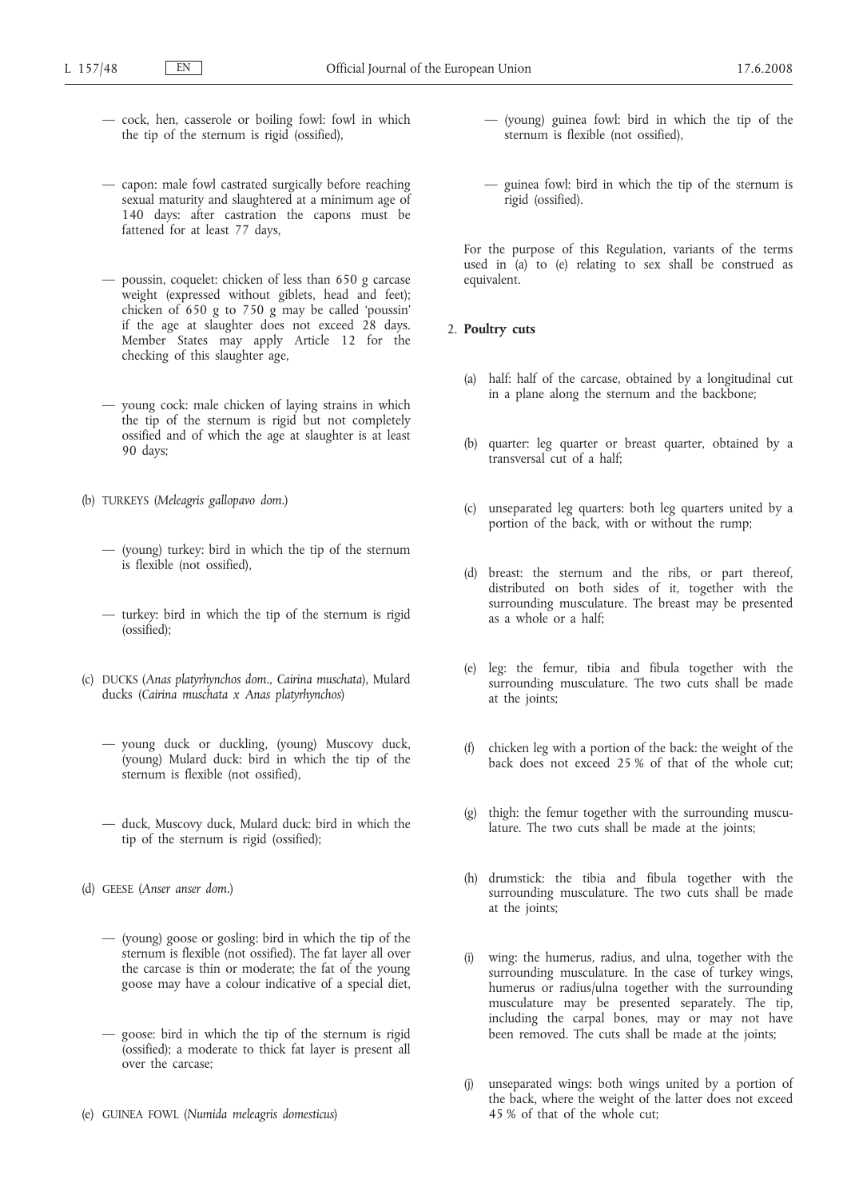— cock, hen, casserole or boiling fowl: fowl in which the tip of the sternum is rigid (ossified),

— capon: male fowl castrated surgically before reaching sexual maturity and slaughtered at a minimum age of 140 days: after castration the capons must be fattened for at least 77 days,

— poussin, coquelet: chicken of less than 650 g carcase weight (expressed without giblets, head and feet); chicken of 650 g to 750 g may be called 'poussin' if the age at slaughter does not exceed 28 days. Member States may apply Article 12 for the checking of this slaughter age,

— young cock: male chicken of laying strains in which the tip of the sternum is rigid but not completely ossified and of which the age at slaughter is at least 90 days;

(b) TURKEYS (*Meleagris gallopavo dom.*)

— (young) turkey: bird in which the tip of the sternum is flexible (not ossified),

— turkey: bird in which the tip of the sternum is rigid (ossified);

(c) DUCKS (*Anas platyrhynchos dom.*, *Cairina muschata*), Mulard ducks (*Cairina muschata x Anas platyrhynchos*)

— young duck or duckling, (young) Muscovy duck, (young) Mulard duck: bird in which the tip of the sternum is flexible (not ossified),

— duck, Muscovy duck, Mulard duck: bird in which the tip of the sternum is rigid (ossified);

(d) GEESE (*Anser anser dom.*)

— (young) goose or gosling: bird in which the tip of the sternum is flexible (not ossified). The fat layer all over the carcase is thin or moderate; the fat of the young goose may have a colour indicative of a special diet,

— goose: bird in which the tip of the sternum is rigid (ossified); a moderate to thick fat layer is present all over the carcase;

(e) GUINEA FOWL (*Numida meleagris domesticus*)

— (young) guinea fowl: bird in which the tip of the sternum is flexible (not ossified),

— guinea fowl: bird in which the tip of the sternum is rigid (ossified).

For the purpose of this Regulation, variants of the terms used in (a) to (e) relating to sex shall be construed as equivalent.

2. **Poultry cuts**

(a) half: half of the carcase, obtained by a longitudinal cut in a plane along the sternum and the backbone;

(b) quarter: leg quarter or breast quarter, obtained by a transversal cut of a half;

(c) unseparated leg quarters: both leg quarters united by a portion of the back, with or without the rump;

(d) breast: the sternum and the ribs, or part thereof, distributed on both sides of it, together with the surrounding musculature. The breast may be presented as a whole or a half;

(e) leg: the femur, tibia and fibula together with the surrounding musculature. The two cuts shall be made at the joints;

(f) chicken leg with a portion of the back: the weight of the back does not exceed 25 % of that of the whole cut;

(g) thigh: the femur together with the surrounding musculature. The two cuts shall be made at the joints;

(h) drumstick: the tibia and fibula together with the surrounding musculature. The two cuts shall be made at the joints;

(i) wing: the humerus, radius, and ulna, together with the surrounding musculature. In the case of turkey wings, humerus or radius/ulna together with the surrounding musculature may be presented separately. The tip, including the carpal bones, may or may not have been removed. The cuts shall be made at the joints;

(j) unseparated wings: both wings united by a portion of the back, where the weight of the latter does not exceed 45 % of that of the whole cut;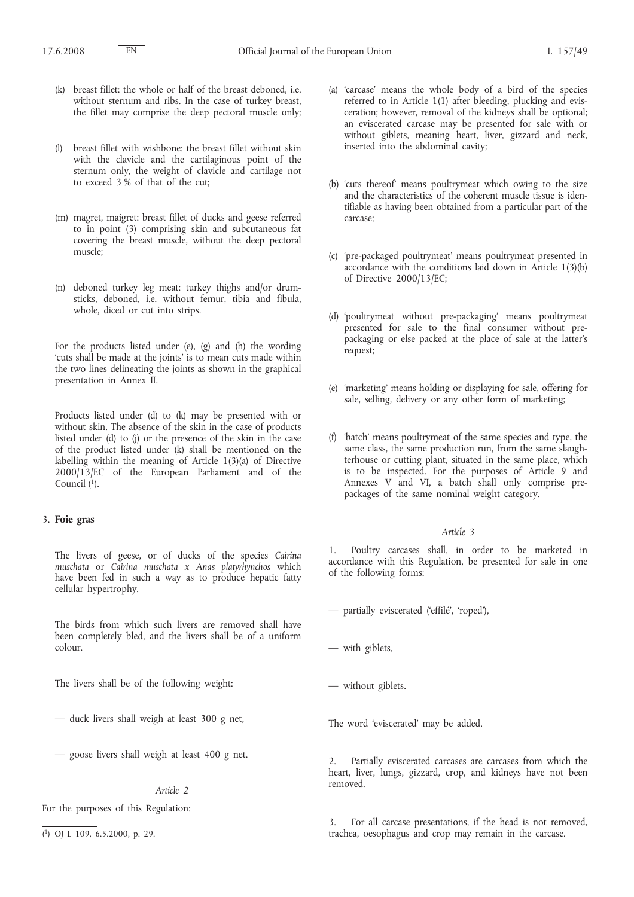(k) breast fillet: the whole or half of the breast deboned, i.e. without sternum and ribs. In the case of turkey breast, the fillet may comprise the deep pectoral muscle only;

(l) breast fillet with wishbone: the breast fillet without skin with the clavicle and the cartilaginous point of the sternum only, the weight of clavicle and cartilage not to exceed 3 % of that of the cut;

(m) magret, maigret: breast fillet of ducks and geese referred to in point (3) comprising skin and subcutaneous fat covering the breast muscle, without the deep pectoral muscle;

(n) deboned turkey leg meat: turkey thighs and/or drumsticks, deboned, i.e. without femur, tibia and fibula, whole, diced or cut into strips.

For the products listed under (e), (g) and (h) the wording 'cuts shall be made at the joints' is to mean cuts made within the two lines delineating the joints as shown in the graphical presentation in Annex II.

Products listed under (d) to (k) may be presented with or without skin. The absence of the skin in the case of products listed under (d) to (j) or the presence of the skin in the case of the product listed under (k) shall be mentioned on the labelling within the meaning of Article 1(3)(a) of Directive 2000/13/EC of the European Parliament and of the Council [1].

3. **Foie gras**

The livers of geese, or of ducks of the species *Cairina muschata* or *Cairina muschata x Anas platyrhynchos* which have been fed in such a way as to produce hepatic fatty cellular hypertrophy.

The birds from which such livers are removed shall have been completely bled, and the livers shall be of a uniform colour.

The livers shall be of the following weight:

— duck livers shall weigh at least 300 g net,

— goose livers shall weigh at least 400 g net.

*Article 2*

For the purposes of this Regulation:

(a) 'carcase' means the whole body of a bird of the species referred to in Article 1(1) after bleeding, plucking and evisceration; however, removal of the kidneys shall be optional; an eviscerated carcase may be presented for sale with or without giblets, meaning heart, liver, gizzard and neck, inserted into the abdominal cavity;

(b) 'cuts thereof' means poultrymeat which owing to the size and the characteristics of the coherent muscle tissue is identifiable as having been obtained from a particular part of the carcase;

(c) 'pre-packaged poultrymeat' means poultrymeat presented in accordance with the conditions laid down in Article 1(3)(b) of Directive 2000/13/EC;

(d) 'poultrymeat without pre-packaging' means poultrymeat presented for sale to the final consumer without pre-packaging or else packed at the place of sale at the latter's request;

(e) 'marketing' means holding or displaying for sale, offering for sale, selling, delivery or any other form of marketing;

(f) 'batch' means poultrymeat of the same species and type, the same class, the same production run, from the same slaughterhouse or cutting plant, situated in the same place, which is to be inspected. For the purposes of Article 9 and Annexes V and VI, a batch shall only comprise pre-packages of the same nominal weight category.

*Article 3*

1. Poultry carcases shall, in order to be marketed in accordance with this Regulation, be presented for sale in one of the following forms:

— partially eviscerated ('effilé', 'roped'),

— with giblets,

— without giblets.

The word 'eviscerated' may be added.

2. Partially eviscerated carcases are carcases from which the heart, liver, lungs, gizzard, crop, and kidneys have not been removed.

3. For all carcase presentations, if the head is not removed, trachea, oesophagus and crop may remain in the carcase.

[1] OJ L 109, 6.5.2000, p. 29.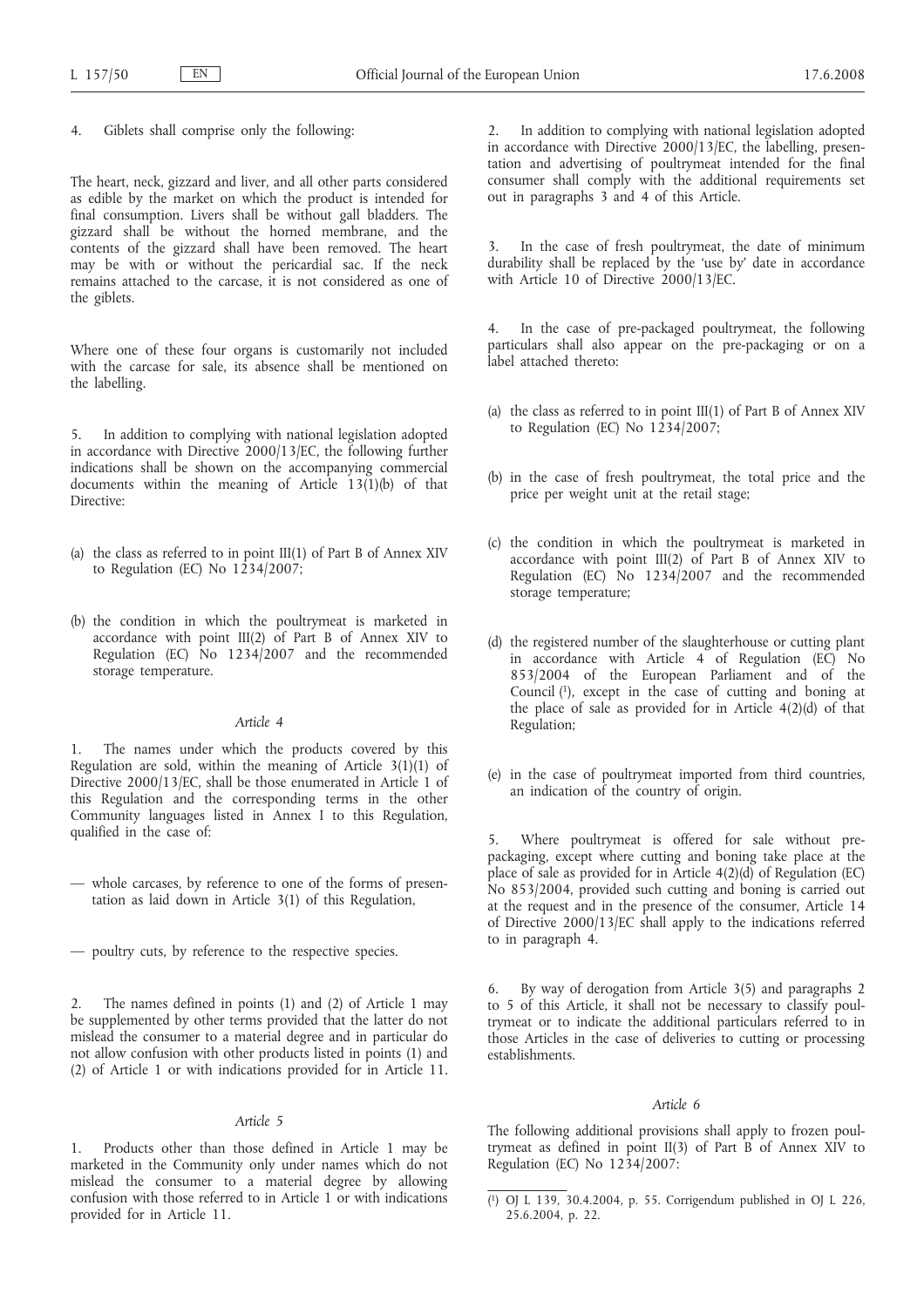4. Giblets shall comprise only the following:

The heart, neck, gizzard and liver, and all other parts considered as edible by the market on which the product is intended for final consumption. Livers shall be without gall bladders. The gizzard shall be without the horned membrane, and the contents of the gizzard shall have been removed. The heart may be with or without the pericardial sac. If the neck remains attached to the carcase, it is not considered as one of the giblets.

Where one of these four organs is customarily not included with the carcase for sale, its absence shall be mentioned on the labelling.

5. In addition to complying with national legislation adopted in accordance with Directive 2000/13/EC, the following further indications shall be shown on the accompanying commercial documents within the meaning of Article 13(1)(b) of that Directive:

(a) the class as referred to in point III(1) of Part B of Annex XIV to Regulation (EC) No 1234/2007;

(b) the condition in which the poultrymeat is marketed in accordance with point III(2) of Part B of Annex XIV to Regulation (EC) No 1234/2007 and the recommended storage temperature.

*Article 4*

1. The names under which the products covered by this Regulation are sold, within the meaning of Article 3(1)(1) of Directive 2000/13/EC, shall be those enumerated in Article 1 of this Regulation and the corresponding terms in the other Community languages listed in Annex I to this Regulation, qualified in the case of:

— whole carcases, by reference to one of the forms of presentation as laid down in Article 3(1) of this Regulation,

— poultry cuts, by reference to the respective species.

2. The names defined in points (1) and (2) of Article 1 may be supplemented by other terms provided that the latter do not mislead the consumer to a material degree and in particular do not allow confusion with other products listed in points (1) and (2) of Article 1 or with indications provided for in Article 11.

*Article 5*

1. Products other than those defined in Article 1 may be marketed in the Community only under names which do not mislead the consumer to a material degree by allowing confusion with those referred to in Article 1 or with indications provided for in Article 11.

2. In addition to complying with national legislation adopted in accordance with Directive 2000/13/EC, the labelling, presentation and advertising of poultrymeat intended for the final consumer shall comply with the additional requirements set out in paragraphs 3 and 4 of this Article.

3. In the case of fresh poultrymeat, the date of minimum durability shall be replaced by the 'use by' date in accordance with Article 10 of Directive 2000/13/EC.

4. In the case of pre-packaged poultrymeat, the following particulars shall also appear on the pre-packaging or on a label attached thereto:

(a) the class as referred to in point III(1) of Part B of Annex XIV to Regulation (EC) No 1234/2007;

(b) in the case of fresh poultrymeat, the total price and the price per weight unit at the retail stage;

(c) the condition in which the poultrymeat is marketed in accordance with point III(2) of Part B of Annex XIV to Regulation (EC) No 1234/2007 and the recommended storage temperature;

(d) the registered number of the slaughterhouse or cutting plant in accordance with Article 4 of Regulation (EC) No 853/2004 of the European Parliament and of the Council [1], except in the case of cutting and boning at the place of sale as provided for in Article 4(2)(d) of that Regulation;

(e) in the case of poultrymeat imported from third countries, an indication of the country of origin.

5. Where poultrymeat is offered for sale without pre-packaging, except where cutting and boning take place at the place of sale as provided for in Article 4(2)(d) of Regulation (EC) No 853/2004, provided such cutting and boning is carried out at the request and in the presence of the consumer, Article 14 of Directive 2000/13/EC shall apply to the indications referred to in paragraph 4.

6. By way of derogation from Article 3(5) and paragraphs 2 to 5 of this Article, it shall not be necessary to classify poultrymeat or to indicate the additional particulars referred to in those Articles in the case of deliveries to cutting or processing establishments.

*Article 6*

The following additional provisions shall apply to frozen poultrymeat as defined in point II(3) of Part B of Annex XIV to Regulation (EC) No 1234/2007:

[1] OJ L 139, 30.4.2004, p. 55. Corrigendum published in OJ L 226, 25.6.2004, p. 22.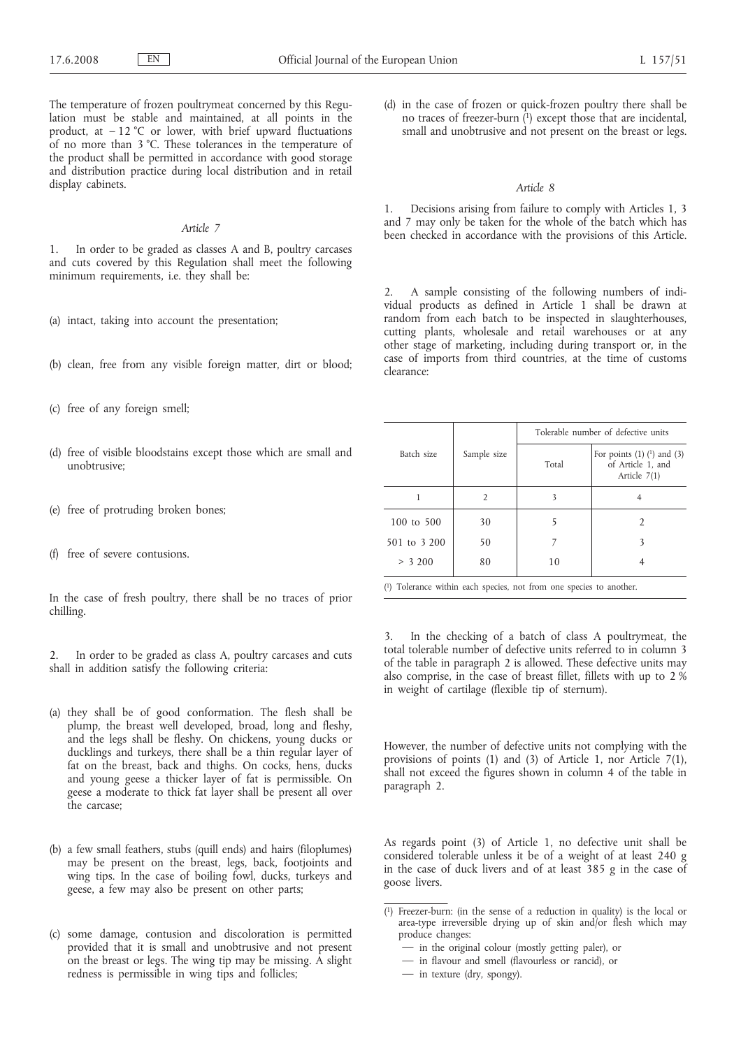The temperature of frozen poultrymeat concerned by this Regulation must be stable and maintained, at all points in the product, at − 12 °C or lower, with brief upward fluctuations of no more than 3 °C. These tolerances in the temperature of the product shall be permitted in accordance with good storage and distribution practice during local distribution and in retail display cabinets.

### *Article 7*

1. In order to be graded as classes A and B, poultry carcases and cuts covered by this Regulation shall meet the following minimum requirements, i.e. they shall be:

(a) intact, taking into account the presentation;

(b) clean, free from any visible foreign matter, dirt or blood;

(c) free of any foreign smell;

(d) free of visible bloodstains except those which are small and unobtrusive;

(e) free of protruding broken bones;

(f) free of severe contusions.

In the case of fresh poultry, there shall be no traces of prior chilling.

2. In order to be graded as class A, poultry carcases and cuts shall in addition satisfy the following criteria:

(a) they shall be of good conformation. The flesh shall be plump, the breast well developed, broad, long and fleshy, and the legs shall be fleshy. On chickens, young ducks or ducklings and turkeys, there shall be a thin regular layer of fat on the breast, back and thighs. On cocks, hens, ducks and young geese a thicker layer of fat is permissible. On geese a moderate to thick fat layer shall be present all over the carcase;

(b) a few small feathers, stubs (quill ends) and hairs (filoplumes) may be present on the breast, legs, back, footjoints and wing tips. In the case of boiling fowl, ducks, turkeys and geese, a few may also be present on other parts;

(c) some damage, contusion and discoloration is permitted provided that it is small and unobtrusive and not present on the breast or legs. The wing tip may be missing. A slight redness is permissible in wing tips and follicles;

(d) in the case of frozen or quick-frozen poultry there shall be no traces of freezer-burn [1] except those that are incidental, small and unobtrusive and not present on the breast or legs.

### *Article 8*

1. Decisions arising from failure to comply with Articles 1, 3 and 7 may only be taken for the whole of the batch which has been checked in accordance with the provisions of this Article.

2. A sample consisting of the following numbers of individual products as defined in Article 1 shall be drawn at random from each batch to be inspected in slaughterhouses, cutting plants, wholesale and retail warehouses or at any other stage of marketing, including during transport or, in the case of imports from third countries, at the time of customs clearance:

| Batch size | Sample size | Tolerable number of defective units | |
|---|---|---|---|
| | | Total | For points (1) [1] and (3) of Article 1, and Article 7(1) |
| 1 | 2 | 3 | 4 |
| 100 to 500 | 30 | 5 | 2 |
| 501 to 3 200 | 50 | 7 | 3 |
| > 3 200 | 80 | 10 | 4 |

[1] Tolerance within each species, not from one species to another.

3. In the checking of a batch of class A poultrymeat, the total tolerable number of defective units referred to in column 3 of the table in paragraph 2 is allowed. These defective units may also comprise, in the case of breast fillet, fillets with up to 2 % in weight of cartilage (flexible tip of sternum).

However, the number of defective units not complying with the provisions of points (1) and (3) of Article 1, nor Article 7(1), shall not exceed the figures shown in column 4 of the table in paragraph 2.

As regards point (3) of Article 1, no defective unit shall be considered tolerable unless it be of a weight of at least 240 g in the case of duck livers and of at least 385 g in the case of goose livers.

---

[1] Freezer-burn: (in the sense of a reduction in quality) is the local or area-type irreversible drying up of skin and/or flesh which may produce changes:

— in the original colour (mostly getting paler), or

— in flavour and smell (flavourless or rancid), or

— in texture (dry, spongy).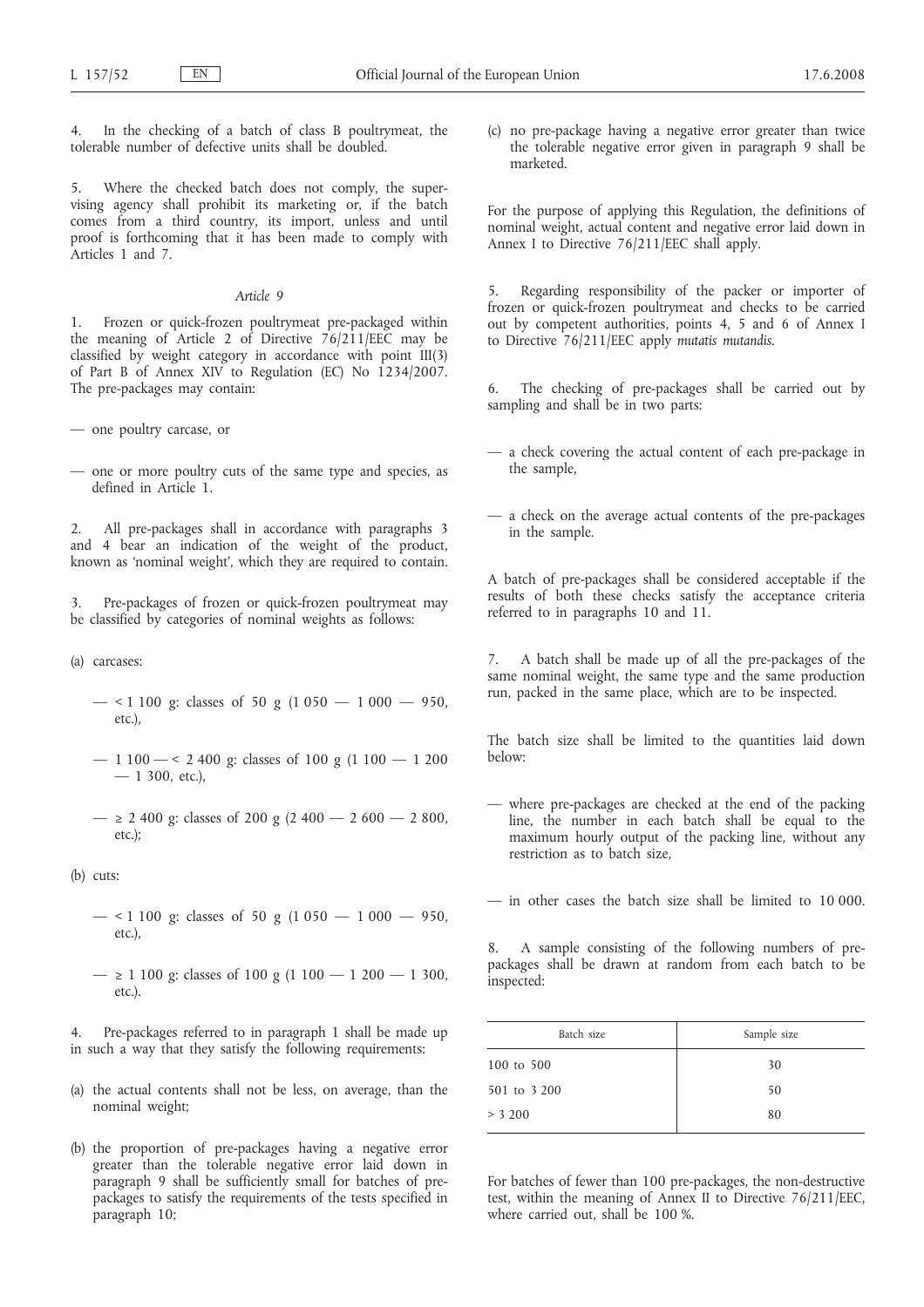4. In the checking of a batch of class B poultrymeat, the tolerable number of defective units shall be doubled.

5. Where the checked batch does not comply, the supervising agency shall prohibit its marketing or, if the batch comes from a third country, its import, unless and until proof is forthcoming that it has been made to comply with Articles 1 and 7.

*Article 9*

1. Frozen or quick-frozen poultrymeat pre-packaged within the meaning of Article 2 of Directive 76/211/EEC may be classified by weight category in accordance with point III(3) of Part B of Annex XIV to Regulation (EC) No 1234/2007. The pre-packages may contain:

— one poultry carcase, or

— one or more poultry cuts of the same type and species, as defined in Article 1.

2. All pre-packages shall in accordance with paragraphs 3 and 4 bear an indication of the weight of the product, known as 'nominal weight', which they are required to contain.

3. Pre-packages of frozen or quick-frozen poultrymeat may be classified by categories of nominal weights as follows:

(a) carcases:

— < 1 100 g: classes of 50 g (1 050 — 1 000 — 950, etc.),

— 1 100 — < 2 400 g: classes of 100 g (1 100 — 1 200 — 1 300, etc.),

— ≥ 2 400 g: classes of 200 g (2 400 — 2 600 — 2 800, etc.);

(b) cuts:

— < 1 100 g: classes of 50 g (1 050 — 1 000 — 950, etc.),

— ≥ 1 100 g: classes of 100 g (1 100 — 1 200 — 1 300, etc.).

4. Pre-packages referred to in paragraph 1 shall be made up in such a way that they satisfy the following requirements:

(a) the actual contents shall not be less, on average, than the nominal weight;

(b) the proportion of pre-packages having a negative error greater than the tolerable negative error laid down in paragraph 9 shall be sufficiently small for batches of pre-packages to satisfy the requirements of the tests specified in paragraph 10;

(c) no pre-package having a negative error greater than twice the tolerable negative error given in paragraph 9 shall be marketed.

For the purpose of applying this Regulation, the definitions of nominal weight, actual content and negative error laid down in Annex I to Directive 76/211/EEC shall apply.

5. Regarding responsibility of the packer or importer of frozen or quick-frozen poultrymeat and checks to be carried out by competent authorities, points 4, 5 and 6 of Annex I to Directive 76/211/EEC apply *mutatis mutandis*.

6. The checking of pre-packages shall be carried out by sampling and shall be in two parts:

— a check covering the actual content of each pre-package in the sample,

— a check on the average actual contents of the pre-packages in the sample.

A batch of pre-packages shall be considered acceptable if the results of both these checks satisfy the acceptance criteria referred to in paragraphs 10 and 11.

7. A batch shall be made up of all the pre-packages of the same nominal weight, the same type and the same production run, packed in the same place, which are to be inspected.

The batch size shall be limited to the quantities laid down below:

— where pre-packages are checked at the end of the packing line, the number in each batch shall be equal to the maximum hourly output of the packing line, without any restriction as to batch size,

— in other cases the batch size shall be limited to 10 000.

8. A sample consisting of the following numbers of pre-packages shall be drawn at random from each batch to be inspected:

| Batch size | Sample size |
|---|---|
| 100 to 500 | 30 |
| 501 to 3 200 | 50 |
| > 3 200 | 80 |

For batches of fewer than 100 pre-packages, the non-destructive test, within the meaning of Annex II to Directive 76/211/EEC, where carried out, shall be 100 %.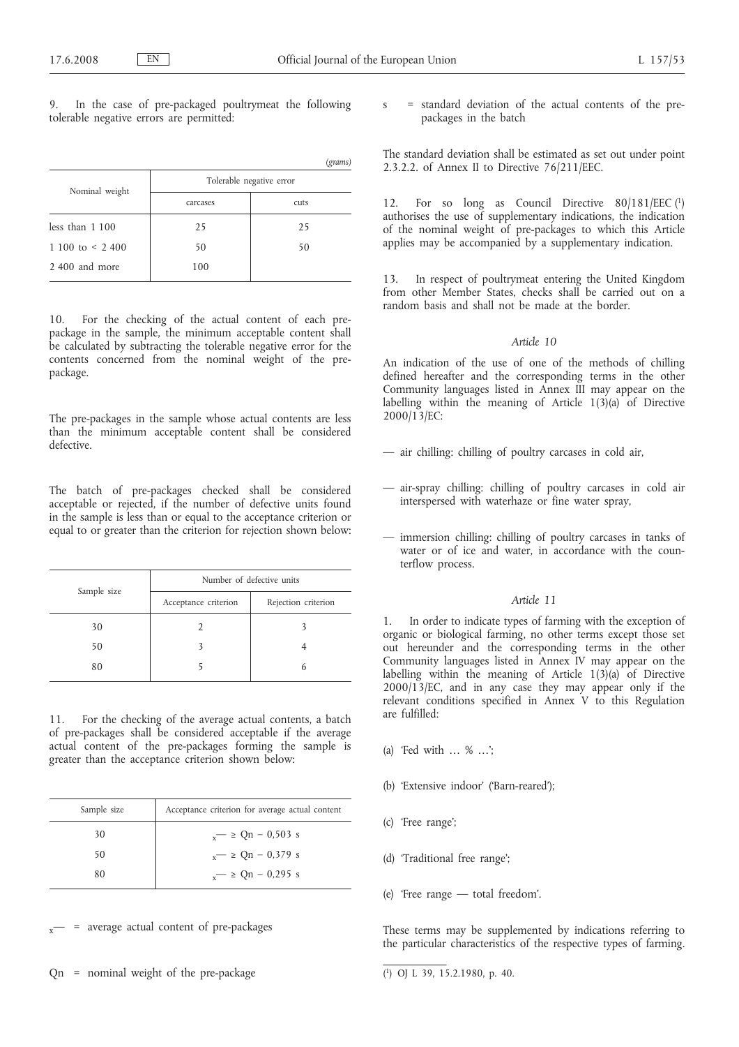9. In the case of pre-packaged poultrymeat the following tolerable negative errors are permitted:

*(grams)*

| Nominal weight | Tolerable negative error | |
|---|---|---|
| | carcases | cuts |
| less than 1 100 | 25 | 25 |
| 1 100 to < 2 400 | 50 | 50 |
| 2 400 and more | 100 | |

10. For the checking of the actual content of each pre-package in the sample, the minimum acceptable content shall be calculated by subtracting the tolerable negative error for the contents concerned from the nominal weight of the pre-package.

The pre-packages in the sample whose actual contents are less than the minimum acceptable content shall be considered defective.

The batch of pre-packages checked shall be considered acceptable or rejected, if the number of defective units found in the sample is less than or equal to the acceptance criterion or equal to or greater than the criterion for rejection shown below:

| Sample size | Number of defective units | |
|---|---|---|
| | Acceptance criterion | Rejection criterion |
| 30 | 2 | 3 |
| 50 | 3 | 4 |
| 80 | 5 | 6 |

11. For the checking of the average actual contents, a batch of pre-packages shall be considered acceptable if the average actual content of the pre-packages forming the sample is greater than the acceptance criterion shown below:

| Sample size | Acceptance criterion for average actual content |
|---|---|
| 30 | $\bar{x} \geq Qn - 0{,}503\ s$ |
| 50 | $\bar{x} \geq Qn - 0{,}379\ s$ |
| 80 | $\bar{x} \geq Qn - 0{,}295\ s$ |

$\bar{x}$ = average actual content of pre-packages

Qn = nominal weight of the pre-package

s = standard deviation of the actual contents of the pre-packages in the batch

The standard deviation shall be estimated as set out under point 2.3.2.2. of Annex II to Directive 76/211/EEC.

12. For so long as Council Directive 80/181/EEC [1] authorises the use of supplementary indications, the indication of the nominal weight of pre-packages to which this Article applies may be accompanied by a supplementary indication.

13. In respect of poultrymeat entering the United Kingdom from other Member States, checks shall be carried out on a random basis and shall not be made at the border.

*Article 10*

An indication of the use of one of the methods of chilling defined hereafter and the corresponding terms in the other Community languages listed in Annex III may appear on the labelling within the meaning of Article 1(3)(a) of Directive 2000/13/EC:

— air chilling: chilling of poultry carcases in cold air,

— air-spray chilling: chilling of poultry carcases in cold air interspersed with waterhaze or fine water spray,

— immersion chilling: chilling of poultry carcases in tanks of water or of ice and water, in accordance with the counterflow process.

*Article 11*

1. In order to indicate types of farming with the exception of organic or biological farming, no other terms except those set out hereunder and the corresponding terms in the other Community languages listed in Annex IV may appear on the labelling within the meaning of Article 1(3)(a) of Directive 2000/13/EC, and in any case they may appear only if the relevant conditions specified in Annex V to this Regulation are fulfilled:

(a) 'Fed with … % …';

(b) 'Extensive indoor' ('Barn-reared');

(c) 'Free range';

(d) 'Traditional free range';

(e) 'Free range — total freedom'.

These terms may be supplemented by indications referring to the particular characteristics of the respective types of farming.

[1] OJ L 39, 15.2.1980, p. 40.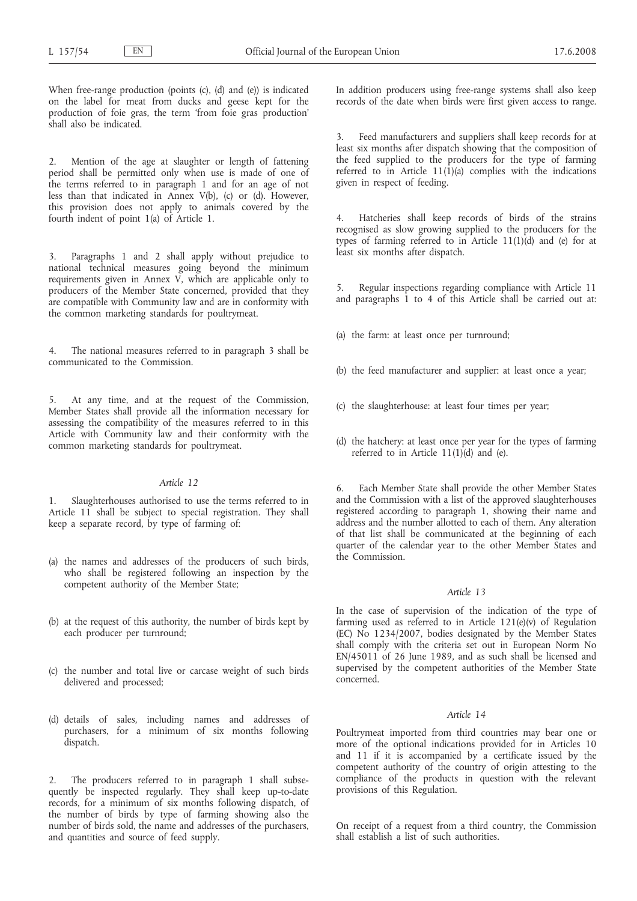When free-range production (points (c), (d) and (e)) is indicated on the label for meat from ducks and geese kept for the production of foie gras, the term 'from foie gras production' shall also be indicated.

2. Mention of the age at slaughter or length of fattening period shall be permitted only when use is made of one of the terms referred to in paragraph 1 and for an age of not less than that indicated in Annex V(b), (c) or (d). However, this provision does not apply to animals covered by the fourth indent of point 1(a) of Article 1.

3. Paragraphs 1 and 2 shall apply without prejudice to national technical measures going beyond the minimum requirements given in Annex V, which are applicable only to producers of the Member State concerned, provided that they are compatible with Community law and are in conformity with the common marketing standards for poultrymeat.

4. The national measures referred to in paragraph 3 shall be communicated to the Commission.

5. At any time, and at the request of the Commission, Member States shall provide all the information necessary for assessing the compatibility of the measures referred to in this Article with Community law and their conformity with the common marketing standards for poultrymeat.

*Article 12*

1. Slaughterhouses authorised to use the terms referred to in Article 11 shall be subject to special registration. They shall keep a separate record, by type of farming of:

(a) the names and addresses of the producers of such birds, who shall be registered following an inspection by the competent authority of the Member State;

(b) at the request of this authority, the number of birds kept by each producer per turnround;

(c) the number and total live or carcase weight of such birds delivered and processed;

(d) details of sales, including names and addresses of purchasers, for a minimum of six months following dispatch.

2. The producers referred to in paragraph 1 shall subsequently be inspected regularly. They shall keep up-to-date records, for a minimum of six months following dispatch, of the number of birds by type of farming showing also the number of birds sold, the name and addresses of the purchasers, and quantities and source of feed supply.

In addition producers using free-range systems shall also keep records of the date when birds were first given access to range.

3. Feed manufacturers and suppliers shall keep records for at least six months after dispatch showing that the composition of the feed supplied to the producers for the type of farming referred to in Article 11(1)(a) complies with the indications given in respect of feeding.

4. Hatcheries shall keep records of birds of the strains recognised as slow growing supplied to the producers for the types of farming referred to in Article 11(1)(d) and (e) for at least six months after dispatch.

5. Regular inspections regarding compliance with Article 11 and paragraphs 1 to 4 of this Article shall be carried out at:

(a) the farm: at least once per turnround;

(b) the feed manufacturer and supplier: at least once a year;

(c) the slaughterhouse: at least four times per year;

(d) the hatchery: at least once per year for the types of farming referred to in Article 11(1)(d) and (e).

6. Each Member State shall provide the other Member States and the Commission with a list of the approved slaughterhouses registered according to paragraph 1, showing their name and address and the number allotted to each of them. Any alteration of that list shall be communicated at the beginning of each quarter of the calendar year to the other Member States and the Commission.

*Article 13*

In the case of supervision of the indication of the type of farming used as referred to in Article 121(e)(v) of Regulation (EC) No 1234/2007, bodies designated by the Member States shall comply with the criteria set out in European Norm No EN/45011 of 26 June 1989, and as such shall be licensed and supervised by the competent authorities of the Member State concerned.

*Article 14*

Poultrymeat imported from third countries may bear one or more of the optional indications provided for in Articles 10 and 11 if it is accompanied by a certificate issued by the competent authority of the country of origin attesting to the compliance of the products in question with the relevant provisions of this Regulation.

On receipt of a request from a third country, the Commission shall establish a list of such authorities.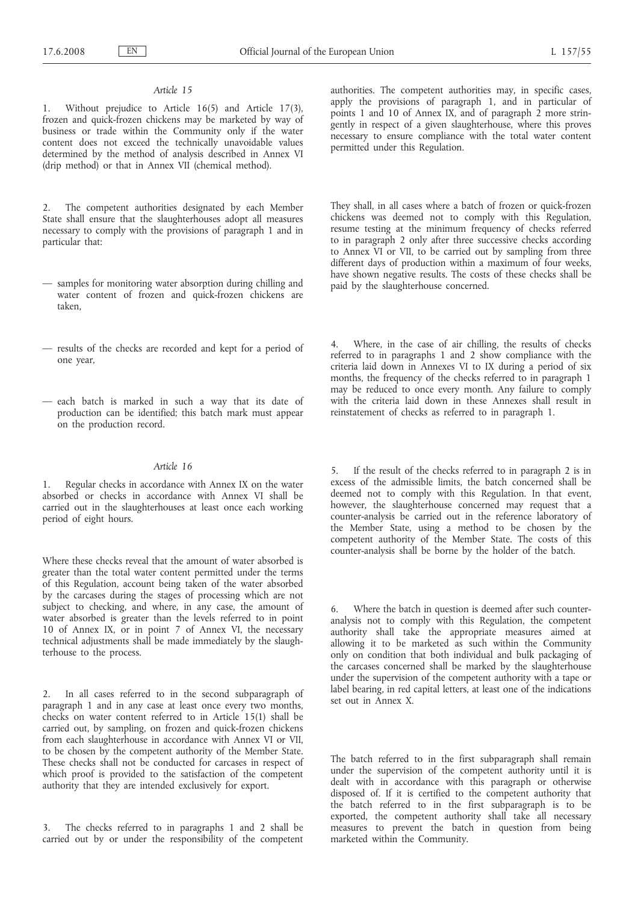*Article 15*

1. Without prejudice to Article 16(5) and Article 17(3), frozen and quick-frozen chickens may be marketed by way of business or trade within the Community only if the water content does not exceed the technically unavoidable values determined by the method of analysis described in Annex VI (drip method) or that in Annex VII (chemical method).

2. The competent authorities designated by each Member State shall ensure that the slaughterhouses adopt all measures necessary to comply with the provisions of paragraph 1 and in particular that:

— samples for monitoring water absorption during chilling and water content of frozen and quick-frozen chickens are taken,

— results of the checks are recorded and kept for a period of one year,

— each batch is marked in such a way that its date of production can be identified; this batch mark must appear on the production record.

*Article 16*

1. Regular checks in accordance with Annex IX on the water absorbed or checks in accordance with Annex VI shall be carried out in the slaughterhouses at least once each working period of eight hours.

Where these checks reveal that the amount of water absorbed is greater than the total water content permitted under the terms of this Regulation, account being taken of the water absorbed by the carcases during the stages of processing which are not subject to checking, and where, in any case, the amount of water absorbed is greater than the levels referred to in point 10 of Annex IX, or in point 7 of Annex VI, the necessary technical adjustments shall be made immediately by the slaughterhouse to the process.

2. In all cases referred to in the second subparagraph of paragraph 1 and in any case at least once every two months, checks on water content referred to in Article 15(1) shall be carried out, by sampling, on frozen and quick-frozen chickens from each slaughterhouse in accordance with Annex VI or VII, to be chosen by the competent authority of the Member State. These checks shall not be conducted for carcases in respect of which proof is provided to the satisfaction of the competent authority that they are intended exclusively for export.

3. The checks referred to in paragraphs 1 and 2 shall be carried out by or under the responsibility of the competent authorities. The competent authorities may, in specific cases, apply the provisions of paragraph 1, and in particular of points 1 and 10 of Annex IX, and of paragraph 2 more stringently in respect of a given slaughterhouse, where this proves necessary to ensure compliance with the total water content permitted under this Regulation.

They shall, in all cases where a batch of frozen or quick-frozen chickens was deemed not to comply with this Regulation, resume testing at the minimum frequency of checks referred to in paragraph 2 only after three successive checks according to Annex VI or VII, to be carried out by sampling from three different days of production within a maximum of four weeks, have shown negative results. The costs of these checks shall be paid by the slaughterhouse concerned.

4. Where, in the case of air chilling, the results of checks referred to in paragraphs 1 and 2 show compliance with the criteria laid down in Annexes VI to IX during a period of six months, the frequency of the checks referred to in paragraph 1 may be reduced to once every month. Any failure to comply with the criteria laid down in these Annexes shall result in reinstatement of checks as referred to in paragraph 1.

5. If the result of the checks referred to in paragraph 2 is in excess of the admissible limits, the batch concerned shall be deemed not to comply with this Regulation. In that event, however, the slaughterhouse concerned may request that a counter-analysis be carried out in the reference laboratory of the Member State, using a method to be chosen by the competent authority of the Member State. The costs of this counter-analysis shall be borne by the holder of the batch.

6. Where the batch in question is deemed after such counter-analysis not to comply with this Regulation, the competent authority shall take the appropriate measures aimed at allowing it to be marketed as such within the Community only on condition that both individual and bulk packaging of the carcases concerned shall be marked by the slaughterhouse under the supervision of the competent authority with a tape or label bearing, in red capital letters, at least one of the indications set out in Annex X.

The batch referred to in the first subparagraph shall remain under the supervision of the competent authority until it is dealt with in accordance with this paragraph or otherwise disposed of. If it is certified to the competent authority that the batch referred to in the first subparagraph is to be exported, the competent authority shall take all necessary measures to prevent the batch in question from being marketed within the Community.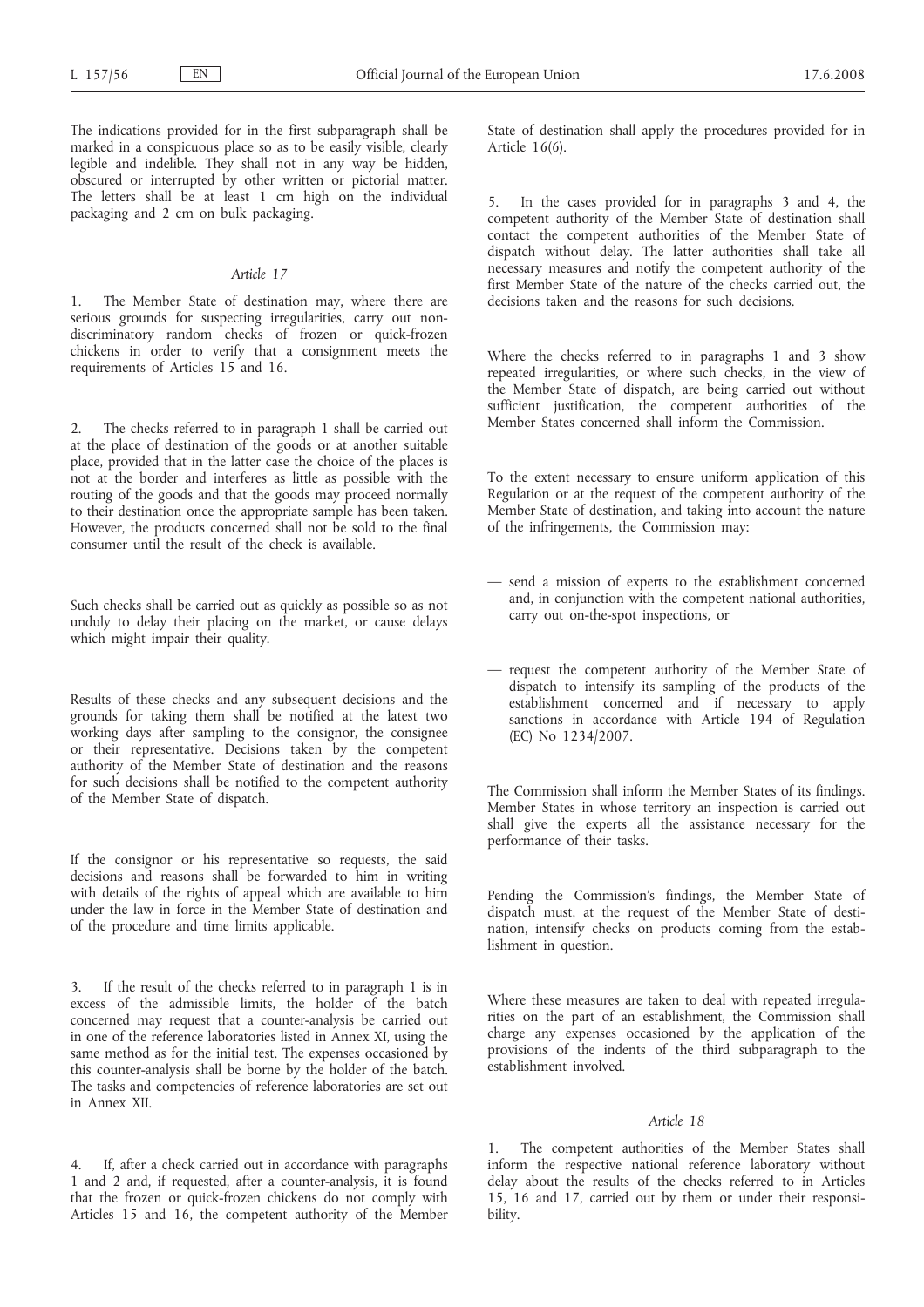The indications provided for in the first subparagraph shall be marked in a conspicuous place so as to be easily visible, clearly legible and indelible. They shall not in any way be hidden, obscured or interrupted by other written or pictorial matter. The letters shall be at least 1 cm high on the individual packaging and 2 cm on bulk packaging.

*Article 17*

1. The Member State of destination may, where there are serious grounds for suspecting irregularities, carry out non-discriminatory random checks of frozen or quick-frozen chickens in order to verify that a consignment meets the requirements of Articles 15 and 16.

2. The checks referred to in paragraph 1 shall be carried out at the place of destination of the goods or at another suitable place, provided that in the latter case the choice of the places is not at the border and interferes as little as possible with the routing of the goods and that the goods may proceed normally to their destination once the appropriate sample has been taken. However, the products concerned shall not be sold to the final consumer until the result of the check is available.

Such checks shall be carried out as quickly as possible so as not unduly to delay their placing on the market, or cause delays which might impair their quality.

Results of these checks and any subsequent decisions and the grounds for taking them shall be notified at the latest two working days after sampling to the consignor, the consignee or their representative. Decisions taken by the competent authority of the Member State of destination and the reasons for such decisions shall be notified to the competent authority of the Member State of dispatch.

If the consignor or his representative so requests, the said decisions and reasons shall be forwarded to him in writing with details of the rights of appeal which are available to him under the law in force in the Member State of destination and of the procedure and time limits applicable.

3. If the result of the checks referred to in paragraph 1 is in excess of the admissible limits, the holder of the batch concerned may request that a counter-analysis be carried out in one of the reference laboratories listed in Annex XI, using the same method as for the initial test. The expenses occasioned by this counter-analysis shall be borne by the holder of the batch. The tasks and competencies of reference laboratories are set out in Annex XII.

4. If, after a check carried out in accordance with paragraphs 1 and 2 and, if requested, after a counter-analysis, it is found that the frozen or quick-frozen chickens do not comply with Articles 15 and 16, the competent authority of the Member State of destination shall apply the procedures provided for in Article 16(6).

5. In the cases provided for in paragraphs 3 and 4, the competent authority of the Member State of destination shall contact the competent authorities of the Member State of dispatch without delay. The latter authorities shall take all necessary measures and notify the competent authority of the first Member State of the nature of the checks carried out, the decisions taken and the reasons for such decisions.

Where the checks referred to in paragraphs 1 and 3 show repeated irregularities, or where such checks, in the view of the Member State of dispatch, are being carried out without sufficient justification, the competent authorities of the Member States concerned shall inform the Commission.

To the extent necessary to ensure uniform application of this Regulation or at the request of the competent authority of the Member State of destination, and taking into account the nature of the infringements, the Commission may:

— send a mission of experts to the establishment concerned and, in conjunction with the competent national authorities, carry out on-the-spot inspections, or

— request the competent authority of the Member State of dispatch to intensify its sampling of the products of the establishment concerned and if necessary to apply sanctions in accordance with Article 194 of Regulation (EC) No 1234/2007.

The Commission shall inform the Member States of its findings. Member States in whose territory an inspection is carried out shall give the experts all the assistance necessary for the performance of their tasks.

Pending the Commission's findings, the Member State of dispatch must, at the request of the Member State of destination, intensify checks on products coming from the establishment in question.

Where these measures are taken to deal with repeated irregularities on the part of an establishment, the Commission shall charge any expenses occasioned by the application of the provisions of the indents of the third subparagraph to the establishment involved.

*Article 18*

1. The competent authorities of the Member States shall inform the respective national reference laboratory without delay about the results of the checks referred to in Articles 15, 16 and 17, carried out by them or under their responsibility.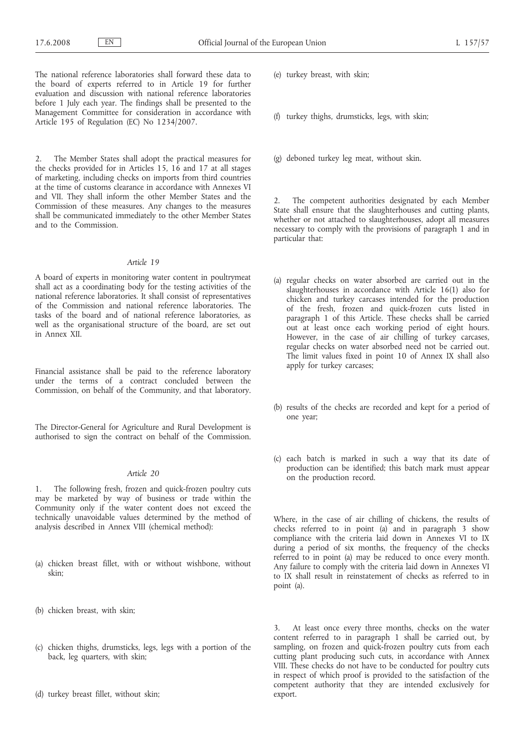The national reference laboratories shall forward these data to the board of experts referred to in Article 19 for further evaluation and discussion with national reference laboratories before 1 July each year. The findings shall be presented to the Management Committee for consideration in accordance with Article 195 of Regulation (EC) No 1234/2007.

2. The Member States shall adopt the practical measures for the checks provided for in Articles 15, 16 and 17 at all stages of marketing, including checks on imports from third countries at the time of customs clearance in accordance with Annexes VI and VII. They shall inform the other Member States and the Commission of these measures. Any changes to the measures shall be communicated immediately to the other Member States and to the Commission.

*Article 19*

A board of experts in monitoring water content in poultrymeat shall act as a coordinating body for the testing activities of the national reference laboratories. It shall consist of representatives of the Commission and national reference laboratories. The tasks of the board and of national reference laboratories, as well as the organisational structure of the board, are set out in Annex XII.

Financial assistance shall be paid to the reference laboratory under the terms of a contract concluded between the Commission, on behalf of the Community, and that laboratory.

The Director-General for Agriculture and Rural Development is authorised to sign the contract on behalf of the Commission.

*Article 20*

1. The following fresh, frozen and quick-frozen poultry cuts may be marketed by way of business or trade within the Community only if the water content does not exceed the technically unavoidable values determined by the method of analysis described in Annex VIII (chemical method):

(a) chicken breast fillet, with or without wishbone, without skin;

(b) chicken breast, with skin;

(c) chicken thighs, drumsticks, legs, legs with a portion of the back, leg quarters, with skin;

(d) turkey breast fillet, without skin;

(e) turkey breast, with skin;

(f) turkey thighs, drumsticks, legs, with skin;

(g) deboned turkey leg meat, without skin.

2. The competent authorities designated by each Member State shall ensure that the slaughterhouses and cutting plants, whether or not attached to slaughterhouses, adopt all measures necessary to comply with the provisions of paragraph 1 and in particular that:

(a) regular checks on water absorbed are carried out in the slaughterhouses in accordance with Article 16(1) also for chicken and turkey carcases intended for the production of the fresh, frozen and quick-frozen cuts listed in paragraph 1 of this Article. These checks shall be carried out at least once each working period of eight hours. However, in the case of air chilling of turkey carcases, regular checks on water absorbed need not be carried out. The limit values fixed in point 10 of Annex IX shall also apply for turkey carcases;

(b) results of the checks are recorded and kept for a period of one year;

(c) each batch is marked in such a way that its date of production can be identified; this batch mark must appear on the production record.

Where, in the case of air chilling of chickens, the results of checks referred to in point (a) and in paragraph 3 show compliance with the criteria laid down in Annexes VI to IX during a period of six months, the frequency of the checks referred to in point (a) may be reduced to once every month. Any failure to comply with the criteria laid down in Annexes VI to IX shall result in reinstatement of checks as referred to in point (a).

3. At least once every three months, checks on the water content referred to in paragraph 1 shall be carried out, by sampling, on frozen and quick-frozen poultry cuts from each cutting plant producing such cuts, in accordance with Annex VIII. These checks do not have to be conducted for poultry cuts in respect of which proof is provided to the satisfaction of the competent authority that they are intended exclusively for export.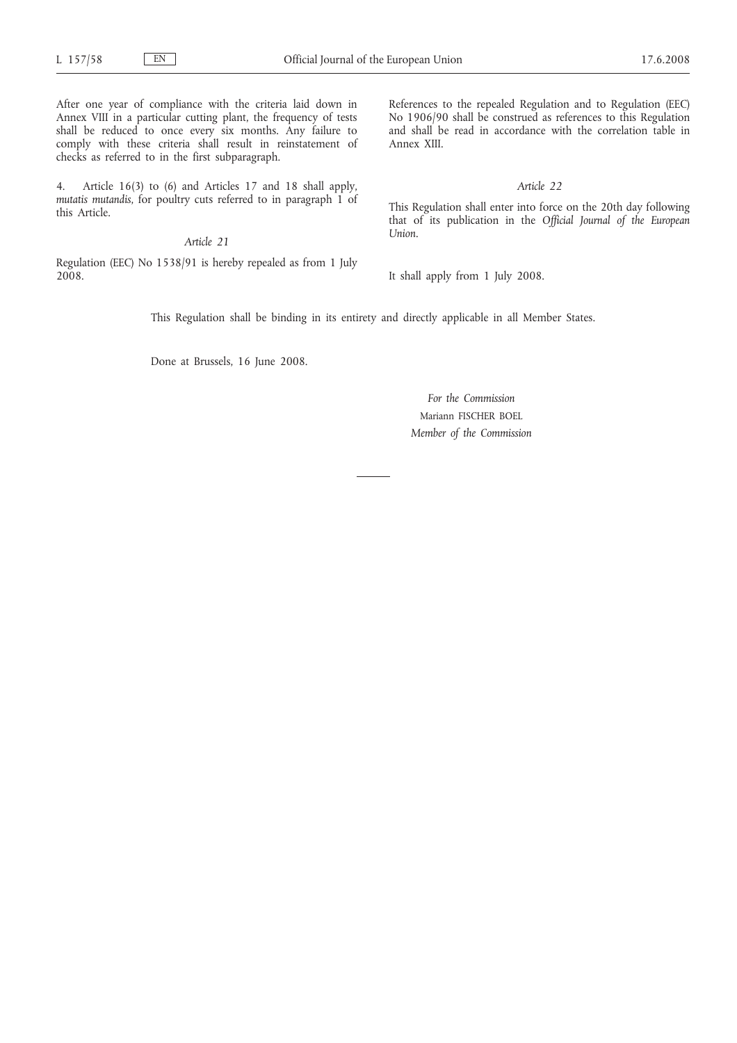After one year of compliance with the criteria laid down in Annex VIII in a particular cutting plant, the frequency of tests shall be reduced to once every six months. Any failure to comply with these criteria shall result in reinstatement of checks as referred to in the first subparagraph.

4. Article 16(3) to (6) and Articles 17 and 18 shall apply, *mutatis mutandis*, for poultry cuts referred to in paragraph 1 of this Article.

*Article 21*

Regulation (EEC) No 1538/91 is hereby repealed as from 1 July 2008.

References to the repealed Regulation and to Regulation (EEC) No 1906/90 shall be construed as references to this Regulation and shall be read in accordance with the correlation table in Annex XIII.

*Article 22*

This Regulation shall enter into force on the 20th day following that of its publication in the *Official Journal of the European Union*.

It shall apply from 1 July 2008.

This Regulation shall be binding in its entirety and directly applicable in all Member States.

Done at Brussels, 16 June 2008.

*For the Commission*

Mariann FISCHER BOEL

*Member of the Commission*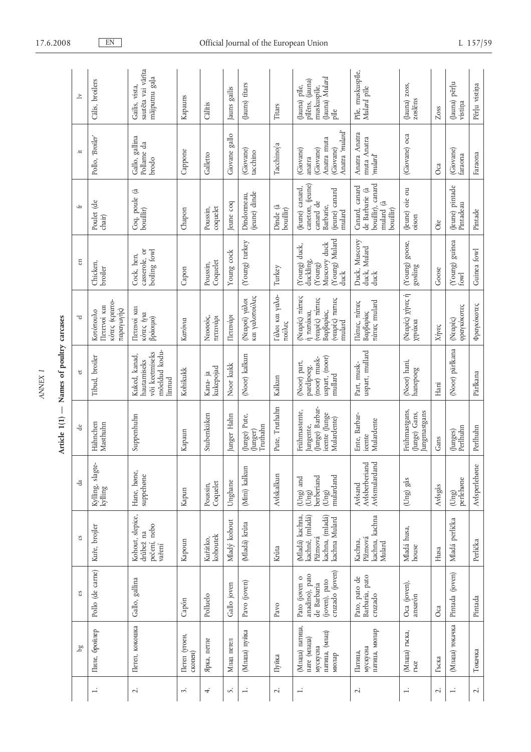ANNEX I

**Article 1(1) — Names of poultry carcases**

| | bg | es | cs | da | de | et | el | en | fr | it | lv |
|---|---|---|---|---|---|---|---|---|---|---|---|
| 1. | Пиле, бройлер | Pollo (de carne) | Kuře, brojler | Kylling, slagtekylling | Hähnchen Masthuhn | Tibud, broiler | Κοτόπουλο Πετεινοί και κότες (κρεατοπαραγωγής) | Chicken, broiler | Poulet (de chair) | Pollo, *'Broiler'* | Cālis, broilers |
| 2. | Петел, кокошка | Gallo, gallina | Kohout, slepice, drůbež na pečení, nebo vaření | Hane, høne, suppehøne | Suppenhuhn | Kuked, kanad, hautamiseks või keetmiseks mõeldud kodulinnud | Πετεινοί και κότες (για βράσιμο) | Cock, hen, casserole, or boiling fowl | Coq, poule (à bouillir) | Gallo, gallina Pollame da brodo | Gailis, vista, sautēta vai vārīta mājputnu gaļa |
| 3. | Петел (угоен, скопен) | Capón | Kapoun | Kapun | Kapaun | Kohikukk | Καπόνια | Capon | Chapon | Cappone | Kapauns |
| 4. | Ярка, петле | Polluelo | Kuřátko, kohoutek | Poussin, Coquelet | Stubenküken | Kana- ja kukepojad | Νεοσσός, πετεινάρι | Poussin, Coquelet | Poussin, coquelet | Galletto | Cālītis |
| 5. | Млад петел | Gallo joven | Mladý kohout | Unghane | Junger Hahn | Noor kukk | Πετεινάρι | Young cock | Jeune coq | Giovane gallo | Jauns gailis |
| 1. | (Млада) пуйка | Pavo (joven) | (Mladá) krůta | (Mini) kalkun | (Junge) Pute, (Junger) Truthahn | (Noor) kalkun | (Νεαροί) γάλοι και γαλοπούλες | (Young) turkey | Dindonneau, (jeune) dinde | (Giovane) tacchino | (Jauns) tītars |
| 2. | Пуйка | Pavo | Krůta | Avlskalkun | Pute, Truthahn | Kalkun | Γάλοι και γαλοπούλες | Turkey | Dinde (à bouillir) | Tacchino/a | Tītars |
| 1. | (Млада) патица, патe (млада) мускусна патица, (млад) мюлар | Pato (joven o anadino), pato de Barbaria (joven), pato cruzado (joven) | (Mladá) kachna, kachně, (mladá) Pižmová kachna, (mladá) kachna Mulard | (Ung) and (Ung) berberiand (Ung) mulardand | Frühmastente, Jungente, (Junge) Barbarieente (Junge Mulardente) | (Noor) part, pardipoeg, (noor) muskuspart, (noor) mullard | (Νεαρές) πάπιες ή παπάκια, (νεαρές) πάπιες Βαρβαρίας, (νεαρές) πάπιες mulard | (Young) duck, duckling, (Young) Muscovy duck (Young) Mulard duck | (Jeune) canard, caneton, (jeune) canard de Barbarie, (jeune) canard mulard | (Giovane) anatra (Giovane) Anatra muta (Giovane) Anatra *'mulard'* | (Jauna) pīle, pīlēns, (jauna) muskuspīle, (Jauna) *Mulard* pīle |
| 2. | Патица, мускусна патица, мюлар | Pato, pato de Barbaria, pato cruzado | Kachna, Pižmová kachna, kachna Mulard | Avlsand Avlsberberiand Avlsmulardand | Ente, Barbarieente Mulardente | Part, muskuspart, mullard | Πάπιες, πάπιες Βαρβαρίας πάπιες mulard | Duck, Muscovy duck, Mulard duck | Canard, canard de Barbarie (à bouillir), canard mulard (à bouillir) | Anatra Anatra muta Anatra *'mulard'* | Pīle, muskuspīle, *Mulard* pīle |
| 1. | (Млада) гъска, гъсе | Oca (joven), ansarón | Mladá husa, house | (Ung) gås | Frühmastgans, (Junge) Gans, Jungmastgans | (Noor) hani, hanepoeg | (Νεαρές) χήνες ή χηνάκια | (Young) goose, gosling | (Jeune) oie ou oison | (Giovane) oca | (Jauna) zoss, zoslēns |
| 2. | Гъска | Oca | Husa | Avlsgås | Gans | Hani | Χήνες | Goose | Oie | Oca | Zoss |
| 1. | (Млада) токачка | Pintada (joven) | Mladá perlička | (Ung) perlehøne | (Junges) Perlhuhn | (Noor) pärlkana | (Νεαρές) φραγκόκοτες | (Young) guinea fowl | (Jeune) pintade Pintadeau | (Giovane) faraona | (Jauna) pērļu vistiņa |
| 2. | Токачка | Pintada | Perlička | Avlsperlehøne | Perlhuhn | Pärlkana | Φραγκόκοτες | Guinea fowl | Pintade | Faraona | Pērļu vistiņa |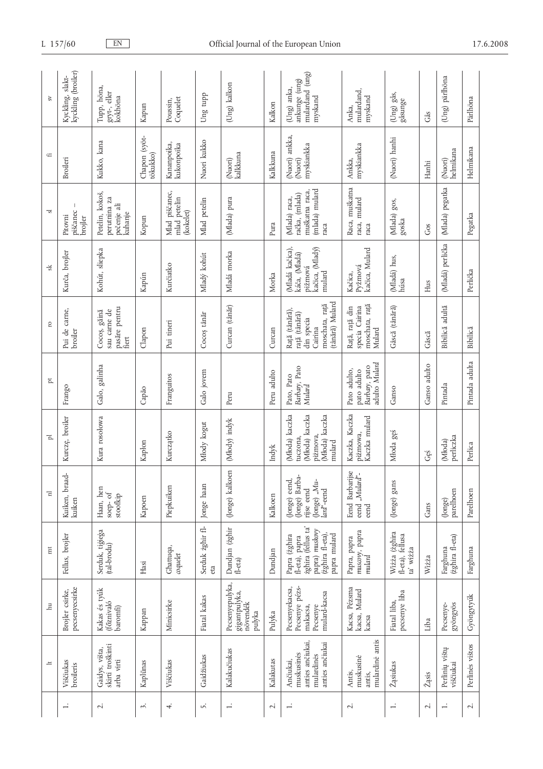| | lt | hu | mt | nl | pl | pt | ro | sk | sl | fi | sv |
|---|---|---|---|---|---|---|---|---|---|---|---|
| 1. | Viščiukas broileris | Brojler csirke, pecsenyecsirke | Fellus, brojler | Kuiken, braadkuiken | Kurczę, broiler | Frango | Pui de carne, broiler | Kurča, brojler | Pitovni piščanec – brojler | Broileri | Kyckling, slaktkyckling (broiler) |
| 2. | Gaidys, višta, skirti troškinti arba virti | Kakas és tyúk (főznivaló baromfi) | Serduk, tiġieġa (tal-brodu) | Haan, hen soep- of stoofkip | Kura rosołowa | Galo, galinha | Cocoș, găină sau carne de pasăre pentru fiert | Kohút, sliepka | Petelin, kokoš, perutnina za pečenje ali kuhanje | Kukko, kana | Tupp, höna, gryt-, eller kokhöna |
| 3. | Kaplūnas | Kappan | Ħasi | Kapoen | Kapłon | Capão | Clapon | Kapún | Kopun | Chapon (syöttökukko) | Kapun |
| 4. | Viščiukas | Minicsirke | Għattuqa, *coquelet* | Piepkuiken | Kurczątko | Franguitos | Pui tineri | Kurčiatko | Mlad piščanec, mlad petelin (kokelet) | Kananpoika, kukonpoika | Poussin, Coquelet |
| 5. | Gaidžiukas | Fiatal kakas | Serduk żgħir fl-eta | Jonge haan | Młody kogut | Galo jovem | Cocoș tânăr | Mladý kohút | Mlad petelin | Nuori kukko | Ung tupp |
| 1. | Kalakučiukas | Pecsenyepulyka, gigantpulyka, növendék pulyka | Dundjan (żgħir fl-eta) | (Jonge) kalkoen | (Młody) indyk | Peru | Curcan (tânăr) | Mladá morka | (Mlada) pura | (Nuori) kalkkuna | (Ung) kalkon |
| 2. | Kalakutas | Pulyka | Dundjan | Kalkoen | Indyk | Peru adulto | Curcan | Morka | Pura | Kalkkuna | Kalkon |
| 1. | Ančiukai, muskusinės anties ančiukai, mulardinės anties ančiukai | Pecsenyekacsa, Pecsenye pézsmakacsa, Pecsenye mulard-kacsa | Papra (żgħira fl-eta), papra żgħira (fellus ta' papra) *muskovy* (żgħira fl-eta), papra mulard | (Jonge) eend, (Jonge) Barbarijse eend (Jonge) „*Mulard*"-eend | (Młoda) kaczka tuczona, (Młoda) kaczka piżmowa, (Młoda) kaczka mulard | Pato, Pato *Barbary*, Pato *Mulard* | Rață (tânără), rață (tânără) din specia Cairina moschata, rață (tânără) Mulard | (Mladá kačica), káča, (Mladá) pižmová kačica, (Mladý) mulard | (Mlada) raca, račka, (mlada) muškatna raca, (mlada) mulard raca | (Nuori) ankka, (Nuori) myskiankka | (Ung) anka, ankunge (ung) mulardand (ung) myskand |
| 2. | Antis, muskusinė antis, mulardinė antis | Kacsa, Pézsma kacsa, Mulard kacsa | Papra, papra *muscovy*, papra *mulard* | Eend Barbarijse eend „*Mulard*"-eend | Kaczka, Kaczka piżmowa, Kaczka mulard | Pato adulto, pato adulto *Barbary*, pato adulto *Mulard* | Rață, rață din specia Cairina moschata, rață Mulard | Kačica, Pyžmová kačica, Mulard | Raca, muškatna raca, mulard raca | Ankka, myskiankka | Anka, mulardand, myskand |
| 1. | Žąsiukas | Fiatal liba, pecsenye liba | Wiżża (żgħira fl-eta), fellusa ta' wiżża | (Jonge) gans | Młoda gęś | Ganso | Gâscă (tânără) | (Mladá) hus, húsa | (Mlada) gos, goska | (Nuori) hanhi | (Ung) gås, gåsunge |
| 2. | Žąsis | Liba | Wiżża | Gans | Gęś | Ganso adulto | Gâscă | Hus | Gos | Hanhi | Gås |
| 1. | Perlinių vištų viščiukai | Pecsenye-gyöngyös | Farghuna (żgħira fl-eta) | (Jonge) parelhoen | (Młoda) perliczka | Pintada | Bibilică adultă | (Mladá) perlička | (Mlada) pegatka | (Nuori) helmikana | (Ung) pärlhöna |
| 2. | Perlinės vištos | Gyöngytyúk | Farghuna | Parelhoen | Perlica | Pintada adulta | Bibilică | Perlička | Pegatka | Helmikana | Pärlhöna |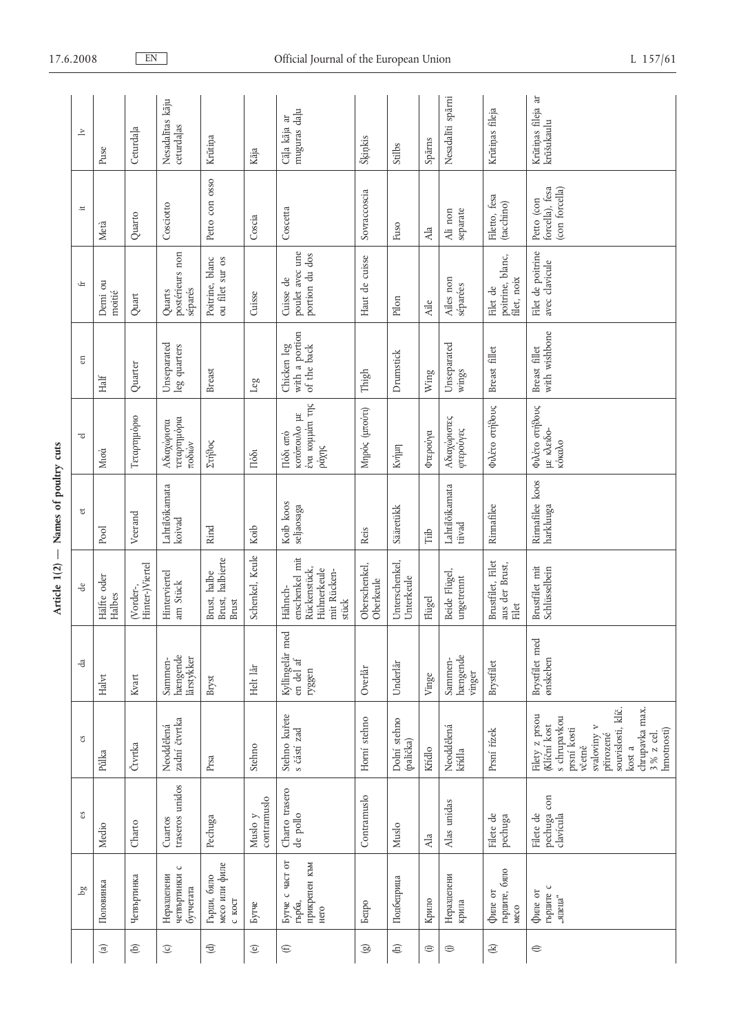## Article 1(2) — Names of poultry cuts

| | bg | es | cs | da | de | et | el | en | fr | it | lv |
|---|---|---|---|---|---|---|---|---|---|---|---|
| (a) | Половинка | Medio | Půlka | Halvt | Hälfte oder Halbes | Pool | Μισό | Half | Demi ou moitié | Metà | Puse |
| (b) | Четвъртинка | Charto | Čtvrtka | Kvart | (Vorder-, Hinter-)Viertel | Veerand | Τεταρτημόριο | Quarter | Quart | Quarto | Ceturdaļa |
| (c) | Неразделени четвъртинки с бутчетата | Cuartos traseros unidos | Neoddělená zadní čtvrtka | Sammen-hængende lårstykker | Hinterviertel am Stück | Lahtilõikamata koivad | Αδιαχώριστα τεταρτημόρια ποδιών | Unseparated leg quarters | Quarts postérieurs non séparés | Cosciotto | Nesadalītas kāju ceturdaļas |
| (d) | Гърди, бяло месо или филе с кост | Pechuga | Prsa | Bryst | Brust, halbe Brust, halbierte Brust | Rind | Στήθος | Breast | Poitrine, blanc ou filet sur os | Petto con osso | Krūtiņa |
| (e) | Бутче | Muslo y contramuslo | Stehno | Helt lår | Schenkel, Keule | Koib | Πόδι | Leg | Cuisse | Coscia | Kāja |
| (f) | Бутче с част от гърба, прикрепен към него | Charto trasero de pollo | Stehno kuřete s částí zad | Kyllingelår med en del af ryggen | Hähnch-enschenkel mit Rückenstück, Hühnerkeule mit Rücken-stück | Koib koos seljaosaga | Πόδι από κοτόπουλο με ένα κομμάτι της ράχης | Chicken leg with a portion of the back | Cuisse de poulet avec une portion du dos | Coscetta | Cāla kāja ar muguras daļu |
| (g) | Бедро | Contramuslo | Horní stehno | Overlår | Oberschenkel, Oberkeule | Reis | Μηρός (μπούτι) | Thigh | Haut de cuisse | Sovraccoscia | Šķiņķis |
| (h) | Подбедрица | Muslo | Dolní stehno (palička) | Underlår | Unterschenkel, Unterkeule | Sääretükk | Κνήμη | Drumstick | Pilon | Fuso | Stilbs |
| (i) | Крило | Ala | Křídlo | Vinge | Flügel | Tiib | Φτερούγα | Wing | Aile | Ala | Spārns |
| (j) | Неразделени крила | Alas unidas | Neoddělená křídla | Sammen-hængende vinger | Beide Flügel, ungetrennt | Lahtilõikamata tiivad | Αδιαχώριστες φτερούγες | Unseparated wings | Ailes non séparées | Ali non separate | Nesadalīti spārni |
| (k) | Филе от гърдите, бяло месо | Filete de pechuga | Prsní řízek | Brystfilet | Brustfilet, Filet aus der Brust, Filet | Rinnafilee | Φιλέτο στήθους | Breast fillet | Filet de poitrine, blanc, filet, noix | Filetto, fesa (tacchino) | Krūtiņas fileja |
| (l) | Филе от гърдите с „ядеца" | Filete de pechuga con clavícula | Filety z prsou (Klíční kost s chrupavkou prsní kosti včetně svaloviny v přirozené souvislosti, klíč. kost a chrupavka max. 3 % z cel. hmotnosti) | Brystfilet med ønskeben | Brustfilet mit Schlüsselbein | Rinnafilee koos harkluuga | Φιλέτο στήθους με κλειδο-κόκαλο | Breast fillet with wishbone | Filet de poitrine avec clavicule | Petto (con forcella), fesa (con forcella) | Krūtiņas fileja ar krūšukaulu |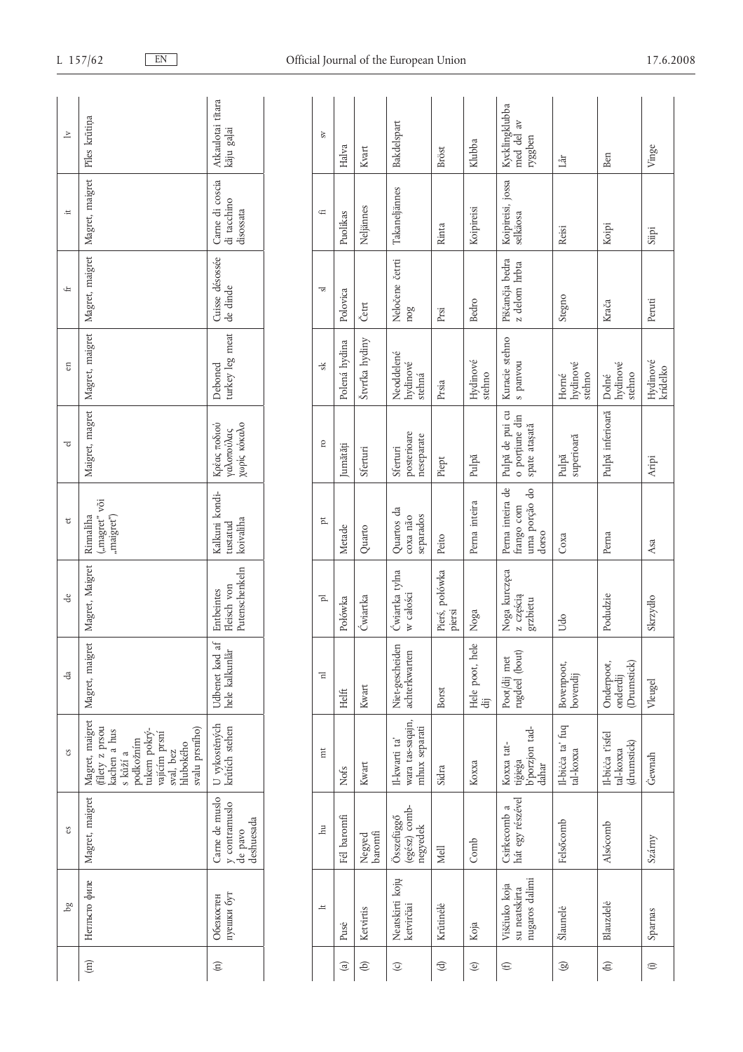|  | bg | es | cs | da | de | et | el | en | fr | it | lv |
|---|---|---|---|---|---|---|---|---|---|---|---|
| (m) | Нетлъсто филе | Magret, maigret | Magret, maigret (filety z prsou kachen a hus s kůží a podkožním tukem pokrývajícím prsní sval, bez hlubokého svalu prsního) | Magret, maigret | Magret, Maigret | Rinnaliha („magret" või „maigret") | Magret, magret | Magret, maigret | Magret, maigret | Magret, maigret | Pīles krūtiņa |
| (n) | Обезкостен пуешки бут | Carne de muslo y contramuslo de pavo deshuesada | U vykostěných krůtích stehen | Udbenet kød af hele kalkunlår | Entbeintes Fleisch von Putenschenkeln | Kalkuni konditustatud koivaliha | Κρέας ποδιού γαλοπούλας χωρίς κόκαλο | Deboned turkey leg meat | Cuisse désossée de dinde | Carne di coscia di tacchino disossata | Atkaulotai tītara kāju gaļai |

|  | lt | hu | mt | nl | pl | pt | ro | sk | sl | fi | sv |
|---|---|---|---|---|---|---|---|---|---|---|---|
| (a) | Pusė | Fél baromfi | Nofs | Helft | Połówka | Metade | Jumătăţi | Polená hydina | Polovica | Puolikas | Halva |
| (b) | Ketvirtis | Negyed baromfi | Kwart | Kwart | Ćwiartka | Quarto | Sferturi | Štvrtka hydiny | Četrt | Neljännes | Kvart |
| (c) | Neatskirti kojų ketvirčiai | Összefüggő (egész) combnegyedek | Il-kwarti ta' wara tas-saqajn, mhux separati | Niet-gescheiden achterkwarten | Ćwiartka tylna w całości | Quartos da coxa não separados | Sferturi posterioare neseparate | Neoddelené hydinové stehná | Neločene četrti nog | Takaneljännes | Bakdelspart |
| (d) | Krūtinėlė | Mell | Sidra | Borst | Pierś, połówka piersi | Peito | Piept | Prsia | Prsi | Rinta | Bröst |
| (e) | Koja | Comb | Koxxa | Hele poot, hele dij | Noga | Perna inteira | Pulpă | Hydinové stehno | Bedro | Koipireisi | Klubba |
| (f) | Viščiuko koja su neatskirta nugaros dalimi | Csirkecomb a hát egy részével | Koxxa tat-tiġieġa b'porzjon tad-dahar | Poot(dij) met rugdeel (bout) | Noga kurczęca z częścią grzbietu | Perna inteira de frango com uma porção do dorso | Pulpă de pui cu o porțiune din spate atașată | Kuracie stehno s panvou | Piščančja bedra z delom hrbta | Koipireisi, jossa selkäosa | Kycklingklubba med del av ryggben |
| (g) | Šlaunelė | Felsőcomb | Il-biċċa ta' fuq tal-koxxa | Bovenpoot, bovendij | Udo | Coxa | Pulpă superioară | Horné hydinové stehno | Stegno | Reisi | Lår |
| (h) | Blauzdelė | Alsócomb | Il-biċċa t'isfel tal-koxxa (drumstick) | Onderpoot, onderdij (Drumstick) | Podudzie | Perna | Pulpă inferioară | Dolné hydinové stehno | Krača | Koipi | Ben |
| (i) | Sparnas | Szárny | Ġewnaħ | Vleugel | Skrzydło | Asa | Aripi | Hydinové krídelko | Peruti | Siipi | Vinge |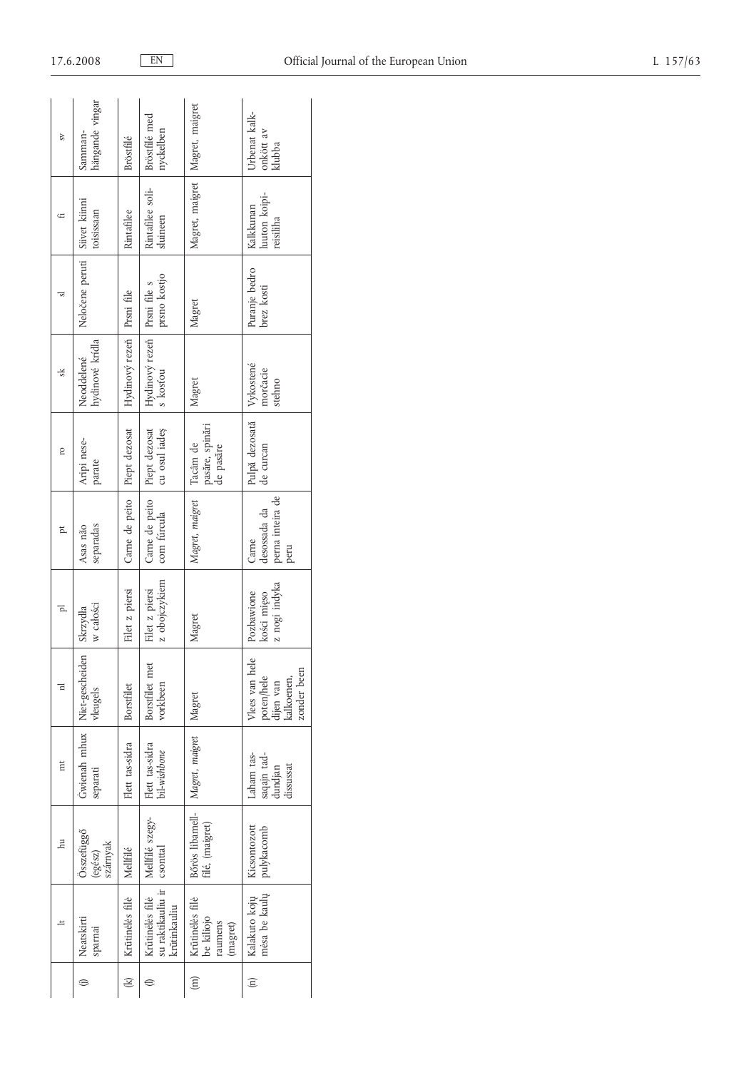|  | lt | hu | mt | nl | pl | pt | ro | sk | sl | fi | sv |
|---|---|---|---|---|---|---|---|---|---|---|---|
| (j) | Neatskirti sparnai | Összefüggő (egész) szárnyak | Ġwienaħ mhux separati | Niet-gescheiden vleugels | Skrzydła w całości | Asas não separadas | Aripi nese-parate | Neoddelené hydinové krídla | Neločene peruti | Siivet kiinni toisissaan | Samman-hängande vingar |
| (k) | Krūtinėlės filė | Mellfilé | Flett tas-sidra | Borstfilet | Filet z piersi | Carne de peito | Piept dezosat | Hydinový rezeň | Prsni file | Rintafilee | Bröstfilé |
| (l) | Krūtinėlės filė su raktikauliu ir krūtinkauliu | Mellfilé szegy-csonttal | Flett tas-sidra bil-*wishbone* | Borstfilet met vorkbeen | Filet z piersi z obojczykiem | Carne de peito com fúrcula | Piept dezosat cu osul iadeș | Hydinový rezeň s kosťou | Prsni file s prsno kostjo | Rintafilee soli-luineen | Bröstfilé med nyckelben |
| (m) | Krūtinėlės filė be kiliojo raumens (magret) | Bőrös libamell-filé, (maigret) | *Magret, maigret* | Magret | Magret | *Magret, maigret* | Tacâm de pasăre, spinări de pasăre | Magret | Magret | Magret, maigret | Magret, maigret |
| (n) | Kalakuto kojų mėsa be kaulų | Kicsontozott pulykacomb | Laħam tas-saqajn tad-dundjan dissussat | Vlees van hele poten/hele dijen van kalkoenen, zonder been | Pozbawione kości mięso z nogi indyka | Carne desossada da perna inteira de peru | Pulpă dezosată de curcan | Vykostené morčacie stehno | Puranje bedro brez kosti | Kalkkunan luuton koipi-reisiliha | Urbenat kalk-onkött av klubba |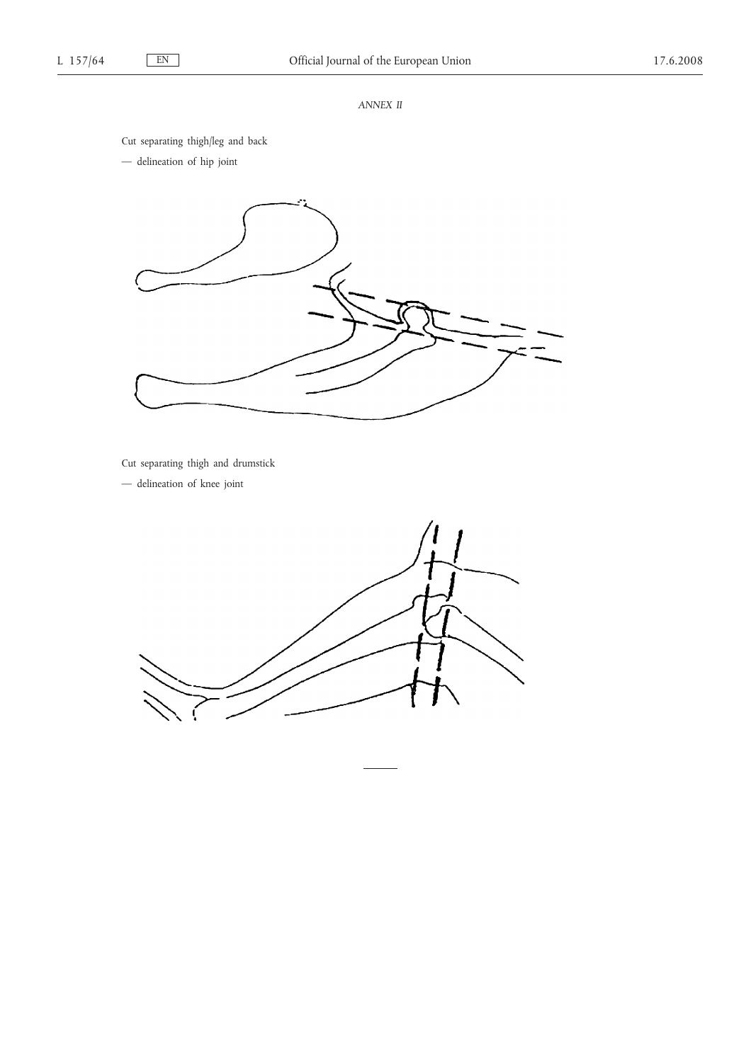*ANNEX II*

Cut separating thigh/leg and back

— delineation of hip joint

Cut separating thigh and drumstick

— delineation of knee joint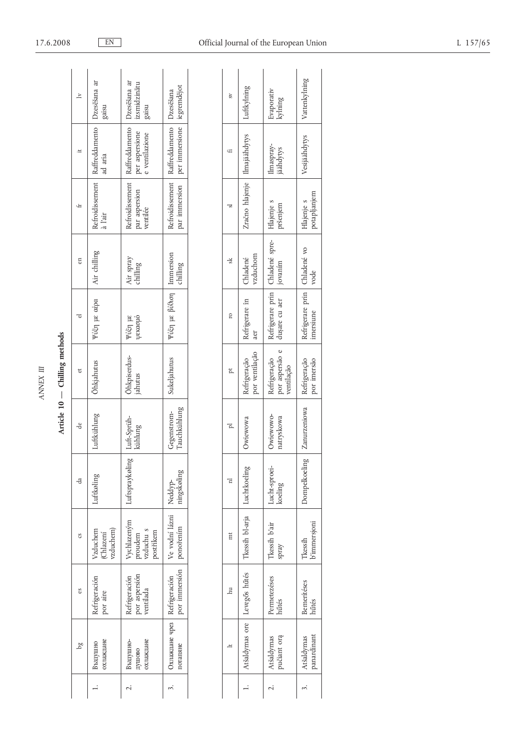*ANNEX III*

## Article 10 — Chilling methods

| | bg | es | cs | da | de | et | el | en | fr | it | lv |
|---|---|---|---|---|---|---|---|---|---|---|---|
| 1. | Въздушно охлаждане | Refrigeración por aire | Vzduchem (Chlazení vzduchem) | Luftkøling | Luftkühlung | Õhkjahutus | Ψύξη με αέρα | Air chilling | Refroidissement à l'air | Raffreddamento ad aria | Dzesēšana ar gaisu |
| 2. | Въздушно-душово охлаждане | Refrigeración por aspersión ventilada | Vychlazeným proudem vzduchu s postřikem | Luftspraykøling | Luft-Sprüh-kühlung | Õhkpiserdus-jahutus | Ψύξη με ψεκασμό | Air spray chilling | Refroidissement par aspersion ventilée | Raffreddamento per aspersione e ventilazione | Dzesēšana ar izsmidzinātu gaisu |
| 3. | Охлаждане чрез потапяне | Refrigeración por inmersión | Ve vodní lázni ponořením | Neddyp-ningskøling | Gegenstrom-Tauchkühlung | Sukeljahutus | Ψύξη με βύθιση | Immersion chilling | Refroidissement par immersion | Raffreddamento per immersione | Dzesēšana iegremdējot |

| | lt | hu | mt | nl | pl | pt | ro | sk | sl | fi | sv |
|---|---|---|---|---|---|---|---|---|---|---|---|
| 1. | Atšaldymas ore | Levegős hűtés | Tkessiħ bl-arja | Luchtkoeling | Owiewowa | Refrigeração por ventilação | Refrigerare în aer | Chladené vzduchom | Zračno hlajenje | Ilmajäähdytys | Luftkylning |
| 2. | Atšaldymas pučiant orą | Permetezéses hűtés | Tkessiħ b'air spray | Lucht-sproei-koeling | Owiewowo-natryskowa | Refrigeração por aspersão e ventilação | Refrigerare prin duşare cu aer | Chladené spre-jovaním | Hlajenje s pršenjem | Ilmaspray-jäähdytys | Evaporativ kylning |
| 3. | Atšaldymas panardinant | Bemerítéses hűtés | Tkessiħ b'immersjoni | Dompelkoeling | Zanurzeniowa | Refrigeração por imersão | Refrigerare prin imersiune | Chladené vo vode | Hlajenje s potapljanjem | Vesijäähdytys | Vattenkylning |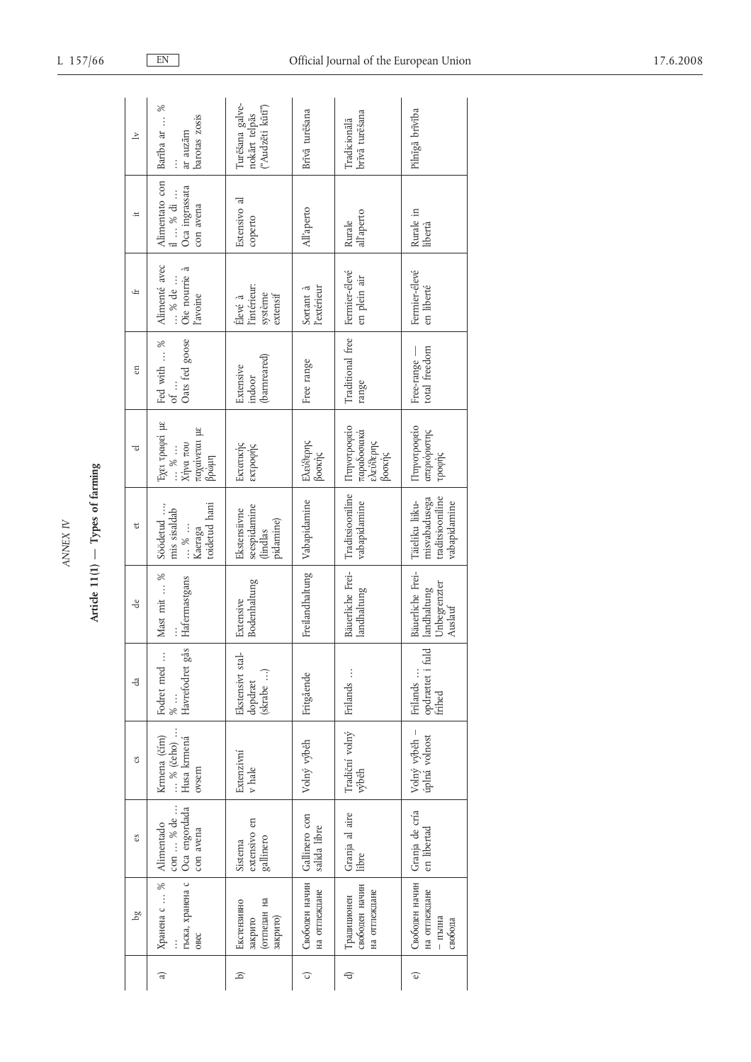ANNEX IV

**Article 11(1) — Types of farming**

| | bg | es | cs | da | de | et | el | en | fr | it | lv |
|---|---|---|---|---|---|---|---|---|---|---|---|
| a) | Хранена с … % … гъска, хранена с овес | Alimentado con … % de … Oca engordada con avena | Krmena (čím) … % (čeho) … Husa krmená ovsem | Fodret med … % … Havrefodret gås | Mast mit … % … Hafermastgans | Söödetud …, mis sisaldab … % … Kaeraga toidetud hani | Έχει τραφεί με … % … Χήνα που παχαίνεται με βρώμη | Fed with … % of … Oats fed goose | Alimenté avec … % de … Oie nourrie à l'avoine | Alimentato con il … % di … Oca ingrassata con avena | Barība ar … % … ar auzām barotas zosis |
| b) | Екстензивно закрито (отгледан на закрито) | Sistema extensivo en gallinero | Extenzivní v hale | Ekstensivt staldopdræt (skrabe …) | Extensive Bodenhaltung | Ekstensiivne seespidamine (lindlas pidamine) | Εκτατικής εκτροφής | Extensive indoor (barnreared) | Élevé à l'intérieur: système extensif | Estensivo al coperto | Turēšana galvenokārt telpās ("Audzēti kūtī") |
| c) | Свободен начин на отглеждане | Gallinero con salida libre | Volný výběh | Fritgående | Freilandhaltung | Vabapidamine | Ελευθέρας βοσκής | Free range | Sortant à l'extérieur | All'aperto | Brīvā turēšana |
| d) | Традиционен свободен начин на отглеждане | Granja al aire libre | Tradiční volný výběh | Frilands … | Bäuerliche Freilandhaltung | Traditsiooniline vabapidamine | Πτηνοτροφείο παραδοσιακό ελευθέρας βοσκής | Traditional free range | Fermier-élevé en plein air | Rurale all'aperto | Tradicionālā brīvā turēšana |
| e) | Свободен начин на отглеждане – пълна свобода | Granja de cría en libertad | Volný výběh – úplná volnost | Frilands … opdrættet i fuld frihed | Bäuerliche Freilandhaltung Unbegrenzter Auslauf | Täieliku liikumisvabadusega traditsiooniline vabapidamine | Πτηνοτροφείο απεριόριστης τροφής | Free-range — total freedom | Fermier-élevé en liberté | Rurale in libertà | Pilnīgā brīvība |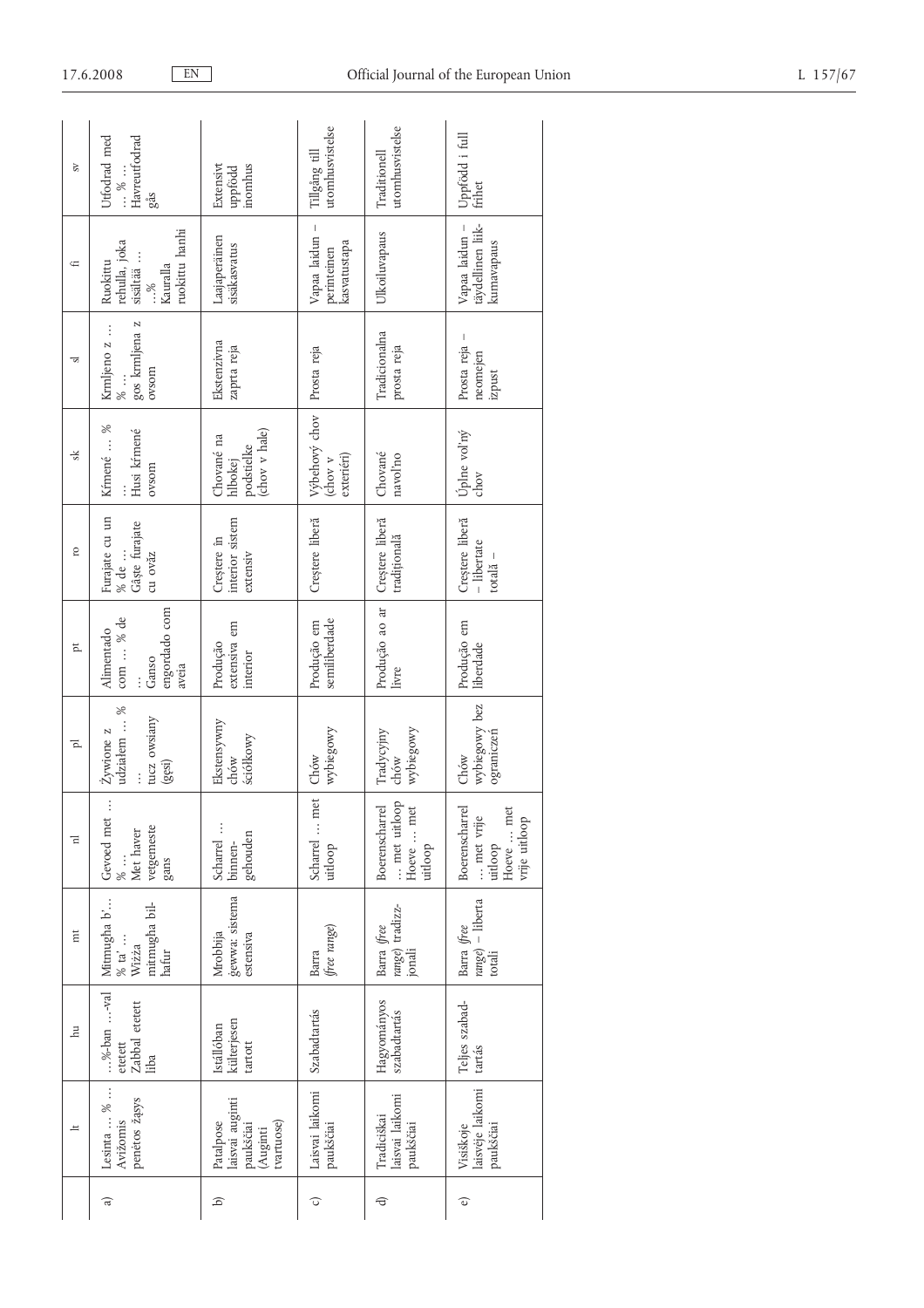|  | lt | hu | mt | nl | pl | pt | ro | sk | sl | fi | sv |
|---|---|---|---|---|---|---|---|---|---|---|---|
| a) | Lesinta … % … Avižomis penėtos žąsys | …%-ban …-val etetett Zabbal etetett liba | Mitmugħa b'… % ta' … Wiżża mitmugħa bil-ħafur | Gevoed met … % … Met haver vetgemeste gans | Żywione z udziałem … % … tucz owsiany (gęsi) | Alimentado com … % de … Ganso engordado com aveia | Furajate cu un % de … Gâște furajate cu ovăz | Kŕmené … % … Husi kŕmené ovsom | Krmljeno z … % … gos krmljena z ovsom | Ruokittu rehulla, joka sisältää … …% Kauralla ruokittu hanhi | Utfodrad med … % … Havreutfodrad gås |
| b) | Patalpose laisvai auginti paukščiai (Auginti tvartuose) | Istállóban külterjesen tartott | Mrobbija ġewwa: sistema estensiva | Scharrel … binnen-gehouden | Ekstensywny chów ściółkowy | Produção extensiva em interior | Creștere în interior sistem extensiv | Chované na hlbokej podstielke (chov v hale) | Ekstenzivna zaprta reja | Laajaperäinen sisäkasvatus | Extensivt uppfödd inomhus |
| c) | Laisvai laikomi paukščiai | Szabadtartás | Barra (*free range*) | Scharrel … met uitloop | Chów wybiegowy | Produção em semiliberdade | Creștere liberă | Výbehový chov (chov v exteriéri) | Prosta reja | Vapaa laidun – perinteinen kasvatustapa | Tillgång till utomhusvistelse |
| d) | Tradiciškai laisvai laikomi paukščiai | Hagyományos szabadtartás | Barra (*free range*) tradizzjonali | Boerenscharrel … met uitloop Hoeve … met uitloop | Tradycyjny chów wybiegowy | Produção ao ar livre | Creștere liberă tradițională | Chované navoľno | Tradicionalna prosta reja | Ulkoiluvapaus | Traditionell utomhusvistelse |
| e) | Visiškoje laisvėje laikomi paukščiai | Teljes szabad-tartás | Barra (*free range*) – libertà totali | Boerenscharrel … met vrije uitloop Hoeve … met vrije uitloop | Chów wybiegowy bez ograniczeń | Produção em liberdade | Creștere liberă – libertate totală – | Úplne voľný chov | Prosta reja – neomejen izpust | Vapaa laidun – täydellinen liik-kumavapaus | Uppfödd i full frihet |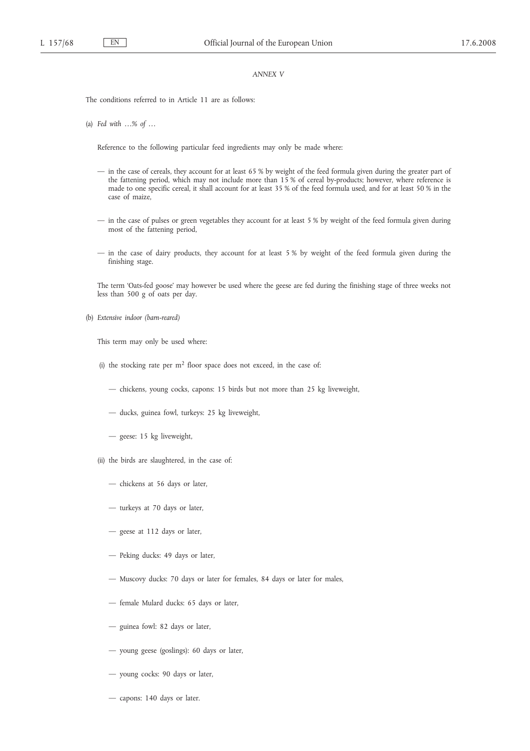*ANNEX V*

The conditions referred to in Article 11 are as follows:

(a) *Fed with …% of …*

Reference to the following particular feed ingredients may only be made where:

— in the case of cereals, they account for at least 65 % by weight of the feed formula given during the greater part of the fattening period, which may not include more than 15 % of cereal by-products; however, where reference is made to one specific cereal, it shall account for at least 35 % of the feed formula used, and for at least 50 % in the case of maize,

— in the case of pulses or green vegetables they account for at least 5 % by weight of the feed formula given during most of the fattening period,

— in the case of dairy products, they account for at least 5 % by weight of the feed formula given during the finishing stage.

The term 'Oats-fed goose' may however be used where the geese are fed during the finishing stage of three weeks not less than 500 g of oats per day.

(b) *Extensive indoor (barn-reared)*

This term may only be used where:

(i) the stocking rate per m$^2$ floor space does not exceed, in the case of:

— chickens, young cocks, capons: 15 birds but not more than 25 kg liveweight,

— ducks, guinea fowl, turkeys: 25 kg liveweight,

— geese: 15 kg liveweight,

(ii) the birds are slaughtered, in the case of:

— chickens at 56 days or later,

— turkeys at 70 days or later,

— geese at 112 days or later,

— Peking ducks: 49 days or later,

— Muscovy ducks: 70 days or later for females, 84 days or later for males,

— female Mulard ducks: 65 days or later,

— guinea fowl: 82 days or later,

— young geese (goslings): 60 days or later,

— young cocks: 90 days or later,

— capons: 140 days or later.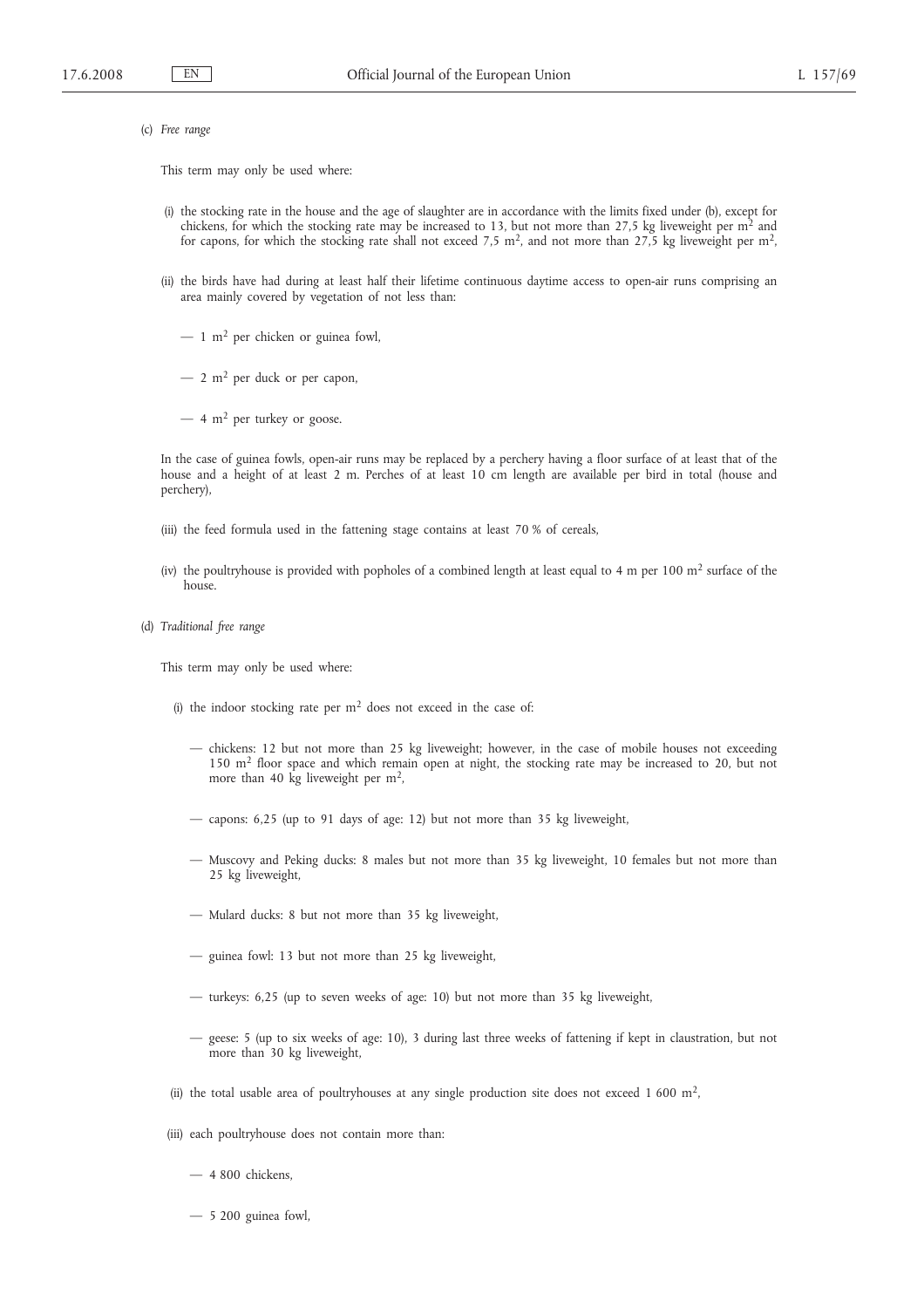(c) *Free range*

This term may only be used where:

(i) the stocking rate in the house and the age of slaughter are in accordance with the limits fixed under (b), except for chickens, for which the stocking rate may be increased to 13, but not more than 27,5 kg liveweight per $m^2$ and for capons, for which the stocking rate shall not exceed 7,5 $m^2$, and not more than 27,5 kg liveweight per $m^2$,

(ii) the birds have had during at least half their lifetime continuous daytime access to open-air runs comprising an area mainly covered by vegetation of not less than:

— 1 $m^2$ per chicken or guinea fowl,

— 2 $m^2$ per duck or per capon,

— 4 $m^2$ per turkey or goose.

In the case of guinea fowls, open-air runs may be replaced by a perchery having a floor surface of at least that of the house and a height of at least 2 m. Perches of at least 10 cm length are available per bird in total (house and perchery),

(iii) the feed formula used in the fattening stage contains at least 70 % of cereals,

(iv) the poultryhouse is provided with popholes of a combined length at least equal to 4 m per 100 $m^2$ surface of the house.

(d) *Traditional free range*

This term may only be used where:

(i) the indoor stocking rate per $m^2$ does not exceed in the case of:

— chickens: 12 but not more than 25 kg liveweight; however, in the case of mobile houses not exceeding 150 $m^2$ floor space and which remain open at night, the stocking rate may be increased to 20, but not more than 40 kg liveweight per $m^2$,

— capons: 6,25 (up to 91 days of age: 12) but not more than 35 kg liveweight,

— Muscovy and Peking ducks: 8 males but not more than 35 kg liveweight, 10 females but not more than 25 kg liveweight,

— Mulard ducks: 8 but not more than 35 kg liveweight,

— guinea fowl: 13 but not more than 25 kg liveweight,

— turkeys: 6,25 (up to seven weeks of age: 10) but not more than 35 kg liveweight,

— geese: 5 (up to six weeks of age: 10), 3 during last three weeks of fattening if kept in claustration, but not more than 30 kg liveweight,

(ii) the total usable area of poultryhouses at any single production site does not exceed 1 600 $m^2$,

(iii) each poultryhouse does not contain more than:

— 4 800 chickens,

— 5 200 guinea fowl,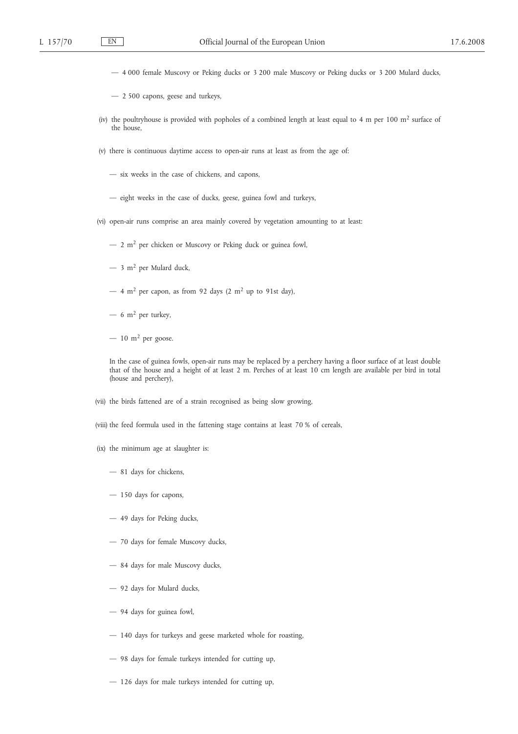— 4 000 female Muscovy or Peking ducks or 3 200 male Muscovy or Peking ducks or 3 200 Mulard ducks,

— 2 500 capons, geese and turkeys,

(iv) the poultryhouse is provided with popholes of a combined length at least equal to 4 m per 100 $m^2$ surface of the house,

(v) there is continuous daytime access to open-air runs at least as from the age of:

— six weeks in the case of chickens, and capons,

— eight weeks in the case of ducks, geese, guinea fowl and turkeys,

(vi) open-air runs comprise an area mainly covered by vegetation amounting to at least:

— 2 $m^2$ per chicken or Muscovy or Peking duck or guinea fowl,

— 3 $m^2$ per Mulard duck,

— 4 $m^2$ per capon, as from 92 days (2 $m^2$ up to 91st day),

— 6 $m^2$ per turkey,

— 10 $m^2$ per goose.

In the case of guinea fowls, open-air runs may be replaced by a perchery having a floor surface of at least double that of the house and a height of at least 2 m. Perches of at least 10 cm length are available per bird in total (house and perchery),

(vii) the birds fattened are of a strain recognised as being slow growing,

(viii) the feed formula used in the fattening stage contains at least 70 % of cereals,

(ix) the minimum age at slaughter is:

— 81 days for chickens,

— 150 days for capons,

— 49 days for Peking ducks,

— 70 days for female Muscovy ducks,

— 84 days for male Muscovy ducks,

— 92 days for Mulard ducks,

— 94 days for guinea fowl,

— 140 days for turkeys and geese marketed whole for roasting,

— 98 days for female turkeys intended for cutting up,

— 126 days for male turkeys intended for cutting up,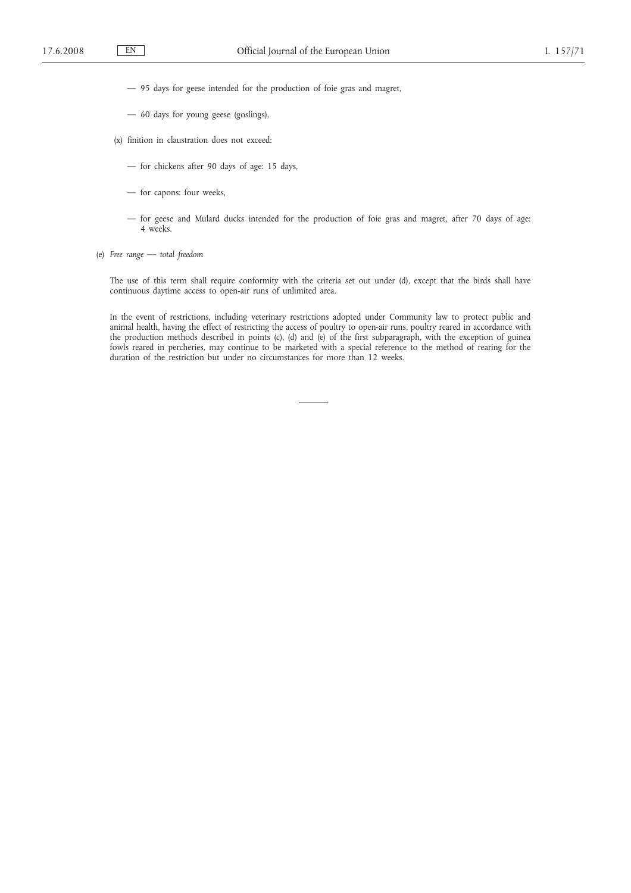— 95 days for geese intended for the production of foie gras and magret,

— 60 days for young geese (goslings),

(x) finition in claustration does not exceed:

— for chickens after 90 days of age: 15 days,

— for capons: four weeks,

— for geese and Mulard ducks intended for the production of foie gras and magret, after 70 days of age: 4 weeks.

(e) *Free range — total freedom*

The use of this term shall require conformity with the criteria set out under (d), except that the birds shall have continuous daytime access to open-air runs of unlimited area.

In the event of restrictions, including veterinary restrictions adopted under Community law to protect public and animal health, having the effect of restricting the access of poultry to open-air runs, poultry reared in accordance with the production methods described in points (c), (d) and (e) of the first subparagraph, with the exception of guinea fowls reared in percheries, may continue to be marketed with a special reference to the method of rearing for the duration of the restriction but under no circumstances for more than 12 weeks.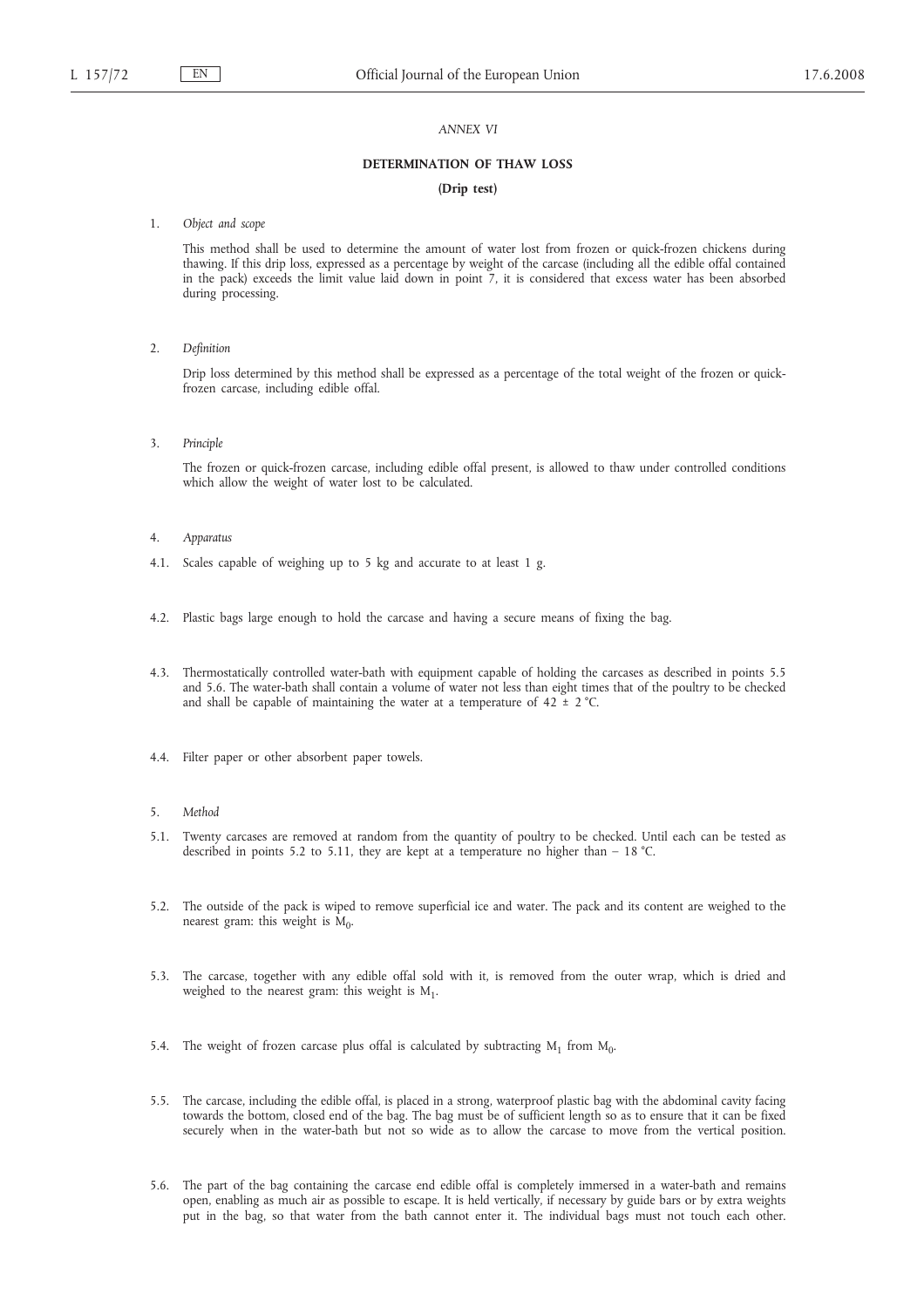*ANNEX VI*

**DETERMINATION OF THAW LOSS**

**(Drip test)**

1. *Object and scope*

   This method shall be used to determine the amount of water lost from frozen or quick-frozen chickens during thawing. If this drip loss, expressed as a percentage by weight of the carcase (including all the edible offal contained in the pack) exceeds the limit value laid down in point 7, it is considered that excess water has been absorbed during processing.

2. *Definition*

   Drip loss determined by this method shall be expressed as a percentage of the total weight of the frozen or quick-frozen carcase, including edible offal.

3. *Principle*

   The frozen or quick-frozen carcase, including edible offal present, is allowed to thaw under controlled conditions which allow the weight of water lost to be calculated.

4. *Apparatus*

4.1. Scales capable of weighing up to 5 kg and accurate to at least 1 g.

4.2. Plastic bags large enough to hold the carcase and having a secure means of fixing the bag.

4.3. Thermostatically controlled water-bath with equipment capable of holding the carcases as described in points 5.5 and 5.6. The water-bath shall contain a volume of water not less than eight times that of the poultry to be checked and shall be capable of maintaining the water at a temperature of 42 ± 2 °C.

4.4. Filter paper or other absorbent paper towels.

5. *Method*

5.1. Twenty carcases are removed at random from the quantity of poultry to be checked. Until each can be tested as described in points 5.2 to 5.11, they are kept at a temperature no higher than − 18 °C.

5.2. The outside of the pack is wiped to remove superficial ice and water. The pack and its content are weighed to the nearest gram: this weight is $M_0$.

5.3. The carcase, together with any edible offal sold with it, is removed from the outer wrap, which is dried and weighed to the nearest gram: this weight is $M_1$.

5.4. The weight of frozen carcase plus offal is calculated by subtracting $M_1$ from $M_0$.

5.5. The carcase, including the edible offal, is placed in a strong, waterproof plastic bag with the abdominal cavity facing towards the bottom, closed end of the bag. The bag must be of sufficient length so as to ensure that it can be fixed securely when in the water-bath but not so wide as to allow the carcase to move from the vertical position.

5.6. The part of the bag containing the carcase end edible offal is completely immersed in a water-bath and remains open, enabling as much air as possible to escape. It is held vertically, if necessary by guide bars or by extra weights put in the bag, so that water from the bath cannot enter it. The individual bags must not touch each other.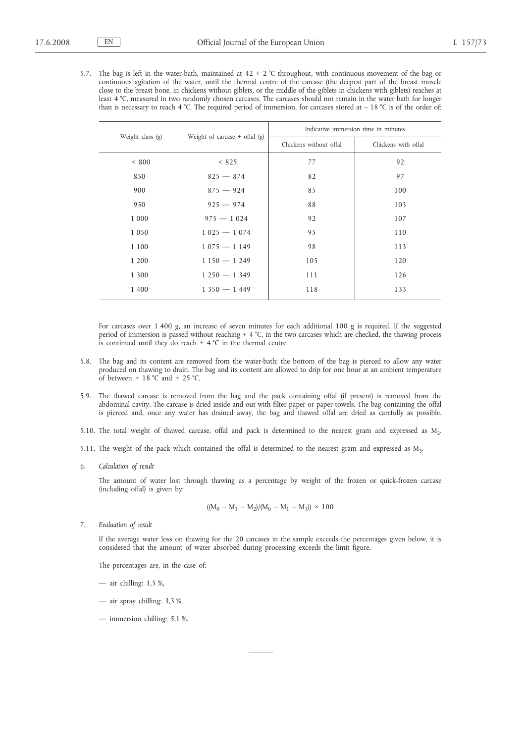5.7. The bag is left in the water-bath, maintained at 42 ± 2 °C throughout, with continuous movement of the bag or continuous agitation of the water, until the thermal centre of the carcase (the deepest part of the breast muscle close to the breast bone, in chickens without giblets, or the middle of the giblets in chickens with giblets) reaches at least 4 °C, measured in two randomly chosen carcases. The carcases should not remain in the water bath for longer than is necessary to reach 4 °C. The required period of immersion, for carcases stored at − 18 °C is of the order of:

| Weight class (g) | Weight of carcase + offal (g) | Indicative immersion time in minutes | |
|---|---|---|---|
| | | Chickens without offal | Chickens with offal |
| < 800 | < 825 | 77 | 92 |
| 850 | 825 — 874 | 82 | 97 |
| 900 | 875 — 924 | 85 | 100 |
| 950 | 925 — 974 | 88 | 103 |
| 1 000 | 975 — 1 024 | 92 | 107 |
| 1 050 | 1 025 — 1 074 | 95 | 110 |
| 1 100 | 1 075 — 1 149 | 98 | 113 |
| 1 200 | 1 150 — 1 249 | 105 | 120 |
| 1 300 | 1 250 — 1 349 | 111 | 126 |
| 1 400 | 1 350 — 1 449 | 118 | 133 |

For carcases over 1 400 g, an increase of seven minutes for each additional 100 g is required. If the suggested period of immersion is passed without reaching + 4 °C, in the two carcases which are checked, the thawing process is continued until they do reach + 4 °C in the thermal centre.

5.8. The bag and its content are removed from the water-bath; the bottom of the bag is pierced to allow any water produced on thawing to drain. The bag and its content are allowed to drip for one hour at an ambient temperature of between + 18 °C and + 25 °C.

5.9. The thawed carcase is removed from the bag and the pack containing offal (if present) is removed from the abdominal cavity. The carcase is dried inside and out with filter paper or paper towels. The bag containing the offal is pierced and, once any water has drained away, the bag and thawed offal are dried as carefully as possible.

5.10. The total weight of thawed carcase, offal and pack is determined to the nearest gram and expressed as $M_2$.

5.11. The weight of the pack which contained the offal is determined to the nearest gram and expressed as $M_3$.

6. *Calculation of result*

The amount of water lost through thawing as a percentage by weight of the frozen or quick-frozen carcase (including offal) is given by:

$$((M_0 - M_1 - M_2)/(M_0 - M_1 - M_3)) \times 100$$

7. *Evaluation of result*

If the average water loss on thawing for the 20 carcases in the sample exceeds the percentages given below, it is considered that the amount of water absorbed during processing exceeds the limit figure.

The percentages are, in the case of:

— air chilling: 1,5 %,

— air spray chilling: 3,3 %,

— immersion chilling: 5,1 %.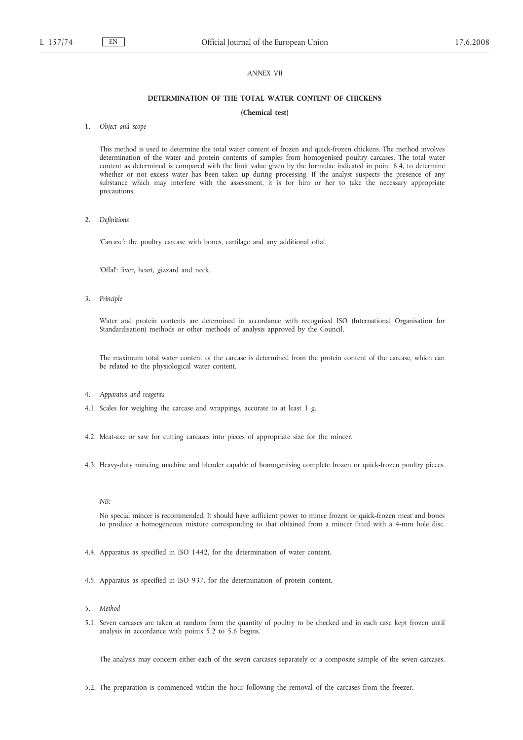*ANNEX VII*

**DETERMINATION OF THE TOTAL WATER CONTENT OF CHICKENS**

**(Chemical test)**

1. *Object and scope*

This method is used to determine the total water content of frozen and quick-frozen chickens. The method involves determination of the water and protein contents of samples from homogenised poultry carcases. The total water content as determined is compared with the limit value given by the formulae indicated in point 6.4, to determine whether or not excess water has been taken up during processing. If the analyst suspects the presence of any substance which may interfere with the assessment, it is for him or her to take the necessary appropriate precautions.

2. *Definitions*

'Carcase': the poultry carcase with bones, cartilage and any additional offal.

'Offal': liver, heart, gizzard and neck.

3. *Principle*

Water and protein contents are determined in accordance with recognised ISO (International Organisation for Standardisation) methods or other methods of analysis approved by the Council.

The maximum total water content of the carcase is determined from the protein content of the carcase, which can be related to the physiological water content.

4. *Apparatus and reagents*

4.1. Scales for weighing the carcase and wrappings, accurate to at least 1 g.

4.2. Meat-axe or saw for cutting carcases into pieces of appropriate size for the mincer.

4.3. Heavy-duty mincing machine and blender capable of homogenising complete frozen or quick-frozen poultry pieces.

*NB:*

No special mincer is recommended. It should have sufficient power to mince frozen or quick-frozen meat and bones to produce a homogeneous mixture corresponding to that obtained from a mincer fitted with a 4-mm hole disc.

4.4. Apparatus as specified in ISO 1442, for the determination of water content.

4.5. Apparatus as specified in ISO 937, for the determination of protein content.

5. *Method*

5.1. Seven carcases are taken at random from the quantity of poultry to be checked and in each case kept frozen until analysis in accordance with points 5.2 to 5.6 begins.

The analysis may concern either each of the seven carcases separately or a composite sample of the seven carcases.

5.2. The preparation is commenced within the hour following the removal of the carcases from the freezer.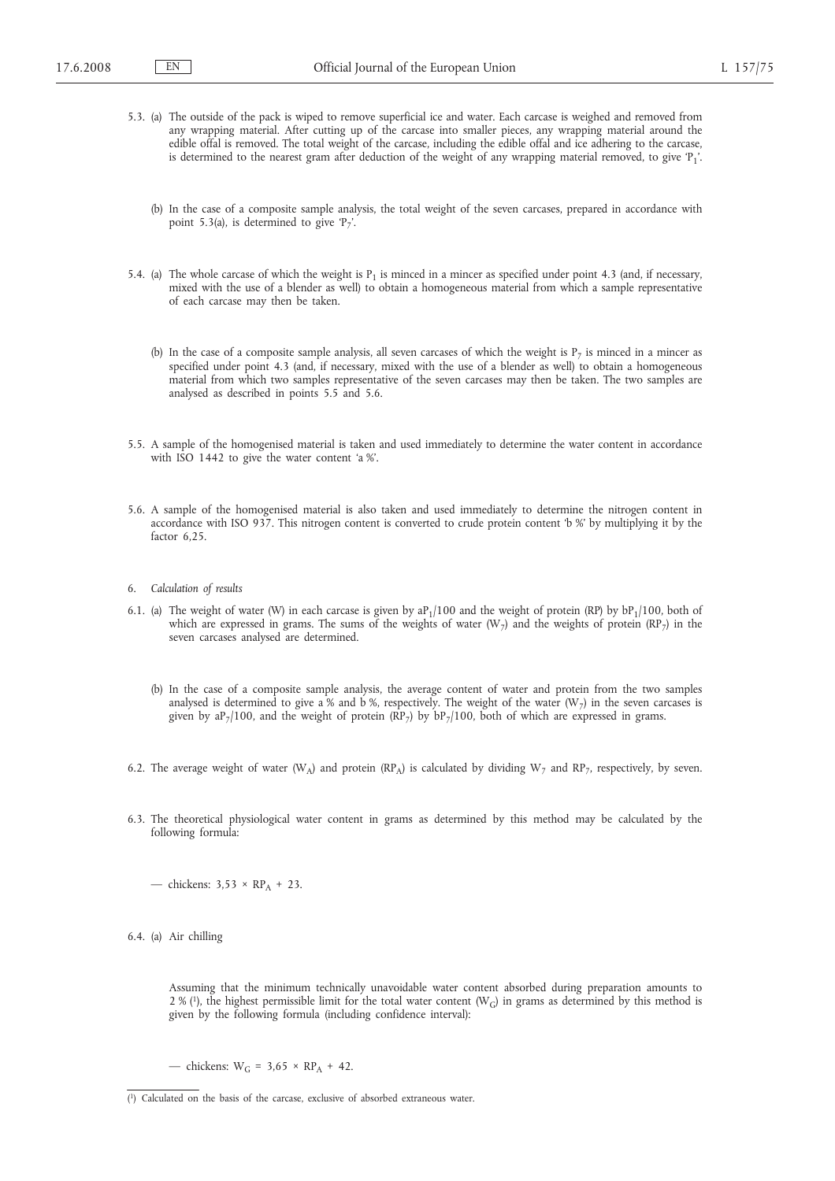5.3. (a) The outside of the pack is wiped to remove superficial ice and water. Each carcase is weighed and removed from any wrapping material. After cutting up of the carcase into smaller pieces, any wrapping material around the edible offal is removed. The total weight of the carcase, including the edible offal and ice adhering to the carcase, is determined to the nearest gram after deduction of the weight of any wrapping material removed, to give '$P_1$'.

(b) In the case of a composite sample analysis, the total weight of the seven carcases, prepared in accordance with point 5.3(a), is determined to give '$P_7$'.

5.4. (a) The whole carcase of which the weight is $P_1$ is minced in a mincer as specified under point 4.3 (and, if necessary, mixed with the use of a blender as well) to obtain a homogeneous material from which a sample representative of each carcase may then be taken.

(b) In the case of a composite sample analysis, all seven carcases of which the weight is $P_7$ is minced in a mincer as specified under point 4.3 (and, if necessary, mixed with the use of a blender as well) to obtain a homogeneous material from which two samples representative of the seven carcases may then be taken. The two samples are analysed as described in points 5.5 and 5.6.

5.5. A sample of the homogenised material is taken and used immediately to determine the water content in accordance with ISO 1442 to give the water content 'a %'.

5.6. A sample of the homogenised material is also taken and used immediately to determine the nitrogen content in accordance with ISO 937. This nitrogen content is converted to crude protein content 'b %' by multiplying it by the factor 6,25.

6. *Calculation of results*

6.1. (a) The weight of water (W) in each carcase is given by $aP_1/100$ and the weight of protein (RP) by $bP_1/100$, both of which are expressed in grams. The sums of the weights of water ($W_7$) and the weights of protein ($RP_7$) in the seven carcases analysed are determined.

(b) In the case of a composite sample analysis, the average content of water and protein from the two samples analysed is determined to give a % and b %, respectively. The weight of the water ($W_7$) in the seven carcases is given by $aP_7/100$, and the weight of protein ($RP_7$) by $bP_7/100$, both of which are expressed in grams.

6.2. The average weight of water ($W_A$) and protein ($RP_A$) is calculated by dividing $W_7$ and $RP_7$, respectively, by seven.

6.3. The theoretical physiological water content in grams as determined by this method may be calculated by the following formula:

— chickens: $3{,}53 \times RP_A + 23$.

6.4. (a) Air chilling

Assuming that the minimum technically unavoidable water content absorbed during preparation amounts to 2 % [1], the highest permissible limit for the total water content ($W_G$) in grams as determined by this method is given by the following formula (including confidence interval):

— chickens: $W_G = 3{,}65 \times RP_A + 42$.

[1] Calculated on the basis of the carcase, exclusive of absorbed extraneous water.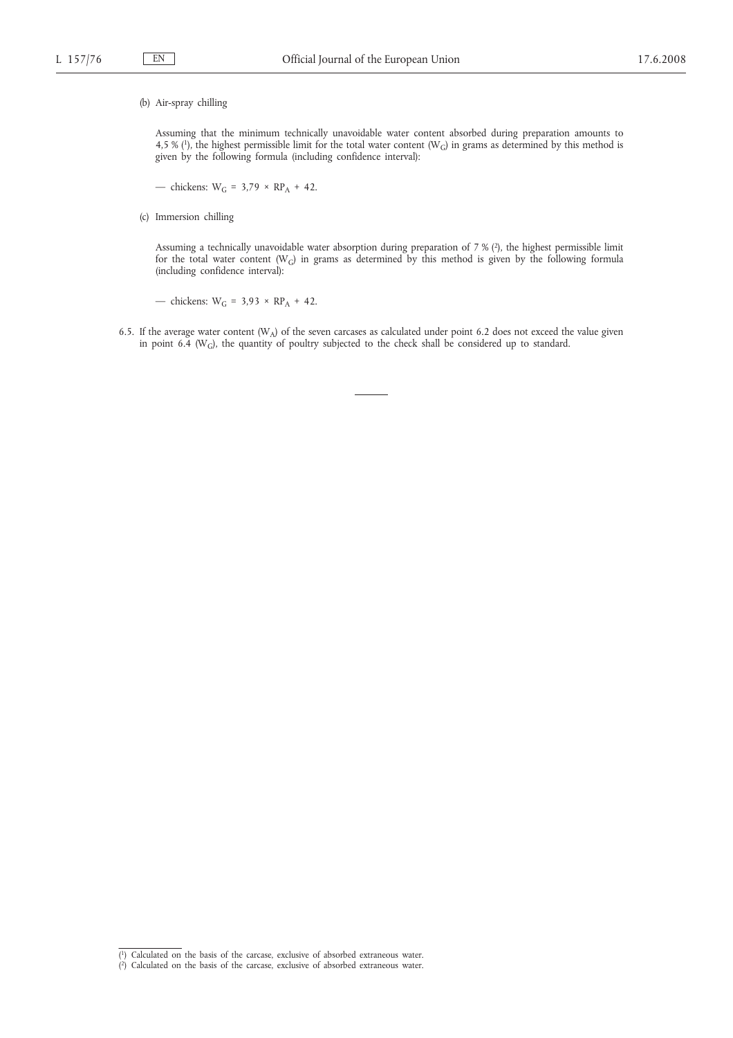(b) Air-spray chilling

Assuming that the minimum technically unavoidable water content absorbed during preparation amounts to 4,5 % [1], the highest permissible limit for the total water content ($W_G$) in grams as determined by this method is given by the following formula (including confidence interval):

— chickens: $W_G = 3{,}79 \times RP_A + 42$.

(c) Immersion chilling

Assuming a technically unavoidable water absorption during preparation of 7 % [2], the highest permissible limit for the total water content ($W_G$) in grams as determined by this method is given by the following formula (including confidence interval):

— chickens: $W_G = 3{,}93 \times RP_A + 42$.

6.5. If the average water content ($W_A$) of the seven carcases as calculated under point 6.2 does not exceed the value given in point 6.4 ($W_G$), the quantity of poultry subjected to the check shall be considered up to standard.

---

[1] Calculated on the basis of the carcase, exclusive of absorbed extraneous water.

[2] Calculated on the basis of the carcase, exclusive of absorbed extraneous water.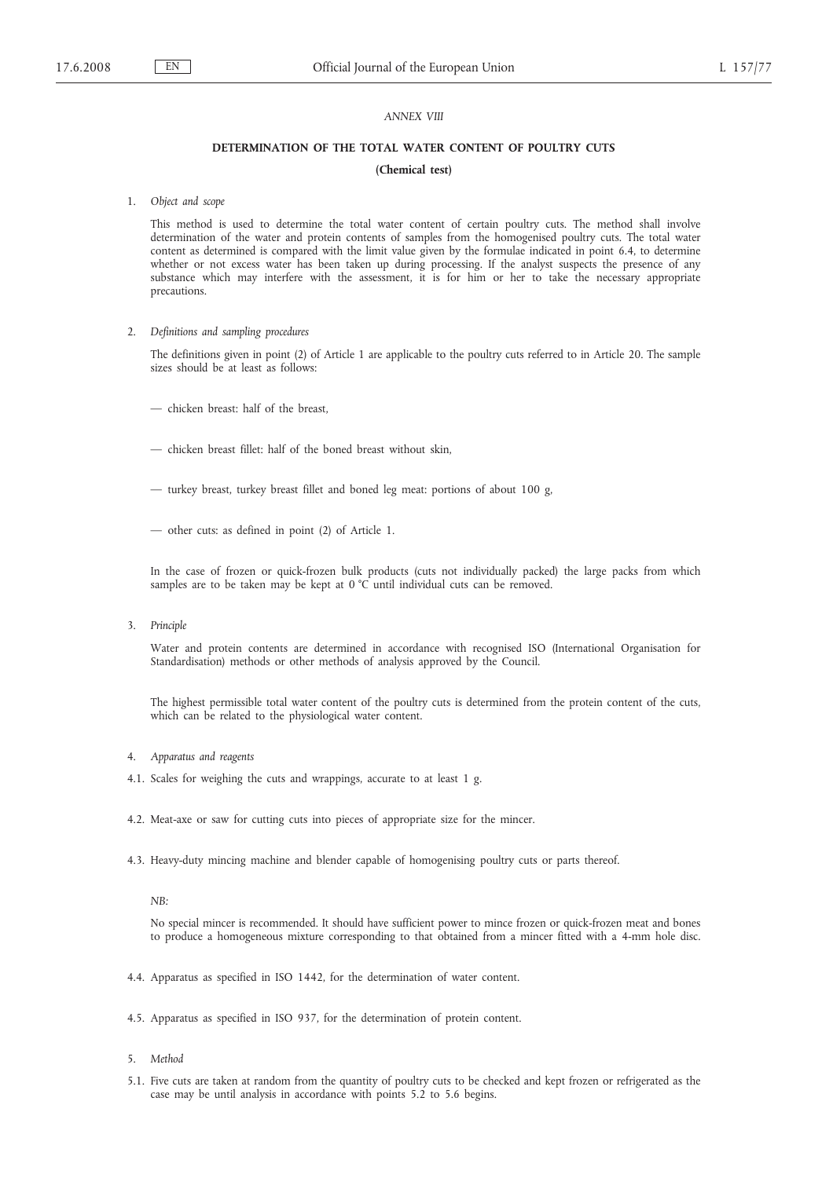*ANNEX VIII*

# DETERMINATION OF THE TOTAL WATER CONTENT OF POULTRY CUTS

## (Chemical test)

1. *Object and scope*

   This method is used to determine the total water content of certain poultry cuts. The method shall involve determination of the water and protein contents of samples from the homogenised poultry cuts. The total water content as determined is compared with the limit value given by the formulae indicated in point 6.4, to determine whether or not excess water has been taken up during processing. If the analyst suspects the presence of any substance which may interfere with the assessment, it is for him or her to take the necessary appropriate precautions.

2. *Definitions and sampling procedures*

   The definitions given in point (2) of Article 1 are applicable to the poultry cuts referred to in Article 20. The sample sizes should be at least as follows:

   — chicken breast: half of the breast,

   — chicken breast fillet: half of the boned breast without skin,

   — turkey breast, turkey breast fillet and boned leg meat: portions of about 100 g,

   — other cuts: as defined in point (2) of Article 1.

   In the case of frozen or quick-frozen bulk products (cuts not individually packed) the large packs from which samples are to be taken may be kept at 0 °C until individual cuts can be removed.

3. *Principle*

   Water and protein contents are determined in accordance with recognised ISO (International Organisation for Standardisation) methods or other methods of analysis approved by the Council.

   The highest permissible total water content of the poultry cuts is determined from the protein content of the cuts, which can be related to the physiological water content.

4. *Apparatus and reagents*

4.1. Scales for weighing the cuts and wrappings, accurate to at least 1 g.

4.2. Meat-axe or saw for cutting cuts into pieces of appropriate size for the mincer.

4.3. Heavy-duty mincing machine and blender capable of homogenising poultry cuts or parts thereof.

   *NB:*

   No special mincer is recommended. It should have sufficient power to mince frozen or quick-frozen meat and bones to produce a homogeneous mixture corresponding to that obtained from a mincer fitted with a 4-mm hole disc.

4.4. Apparatus as specified in ISO 1442, for the determination of water content.

4.5. Apparatus as specified in ISO 937, for the determination of protein content.

5. *Method*

5.1. Five cuts are taken at random from the quantity of poultry cuts to be checked and kept frozen or refrigerated as the case may be until analysis in accordance with points 5.2 to 5.6 begins.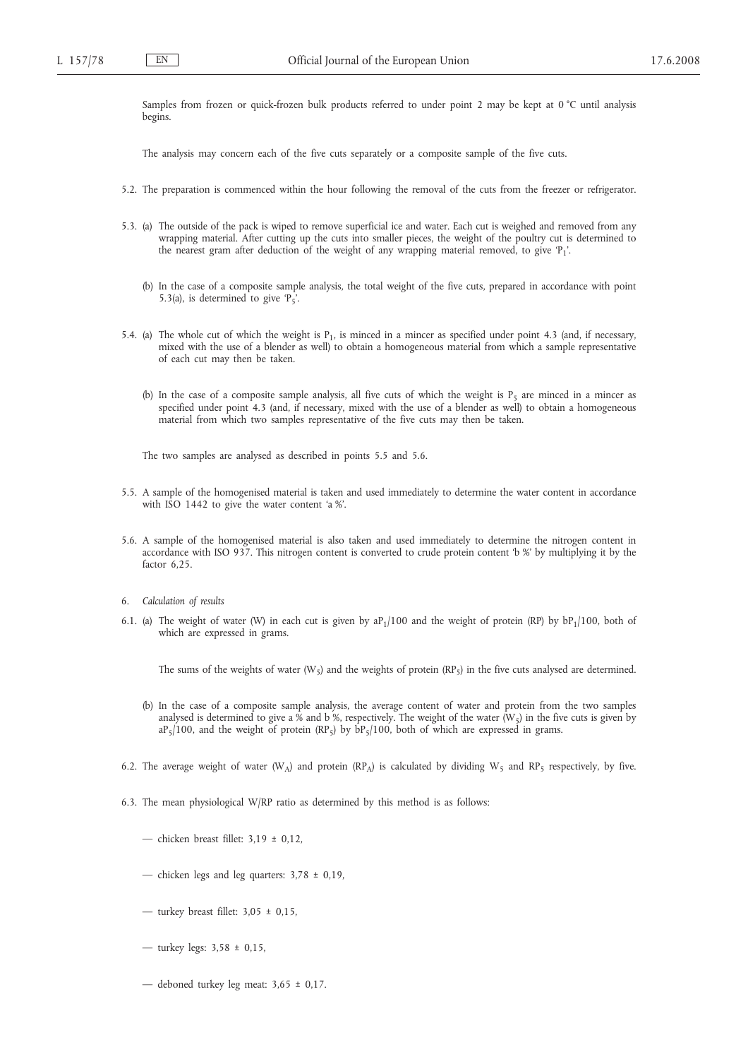Samples from frozen or quick-frozen bulk products referred to under point 2 may be kept at 0 °C until analysis begins.

The analysis may concern each of the five cuts separately or a composite sample of the five cuts.

5.2. The preparation is commenced within the hour following the removal of the cuts from the freezer or refrigerator.

5.3. (a) The outside of the pack is wiped to remove superficial ice and water. Each cut is weighed and removed from any wrapping material. After cutting up the cuts into smaller pieces, the weight of the poultry cut is determined to the nearest gram after deduction of the weight of any wrapping material removed, to give '$P_1$'.

(b) In the case of a composite sample analysis, the total weight of the five cuts, prepared in accordance with point 5.3(a), is determined to give '$P_5$'.

5.4. (a) The whole cut of which the weight is $P_1$, is minced in a mincer as specified under point 4.3 (and, if necessary, mixed with the use of a blender as well) to obtain a homogeneous material from which a sample representative of each cut may then be taken.

(b) In the case of a composite sample analysis, all five cuts of which the weight is $P_5$ are minced in a mincer as specified under point 4.3 (and, if necessary, mixed with the use of a blender as well) to obtain a homogeneous material from which two samples representative of the five cuts may then be taken.

The two samples are analysed as described in points 5.5 and 5.6.

5.5. A sample of the homogenised material is taken and used immediately to determine the water content in accordance with ISO 1442 to give the water content 'a %'.

5.6. A sample of the homogenised material is also taken and used immediately to determine the nitrogen content in accordance with ISO 937. This nitrogen content is converted to crude protein content 'b %' by multiplying it by the factor 6,25.

6. *Calculation of results*

6.1. (a) The weight of water (W) in each cut is given by $aP_1/100$ and the weight of protein (RP) by $bP_1/100$, both of which are expressed in grams.

The sums of the weights of water ($W_5$) and the weights of protein ($RP_5$) in the five cuts analysed are determined.

(b) In the case of a composite sample analysis, the average content of water and protein from the two samples analysed is determined to give a % and b %, respectively. The weight of the water ($W_5$) in the five cuts is given by $aP_5/100$, and the weight of protein ($RP_5$) by $bP_5/100$, both of which are expressed in grams.

6.2. The average weight of water ($W_A$) and protein ($RP_A$) is calculated by dividing $W_5$ and $RP_5$ respectively, by five.

6.3. The mean physiological W/RP ratio as determined by this method is as follows:

— chicken breast fillet: 3,19 ± 0,12,

— chicken legs and leg quarters: 3,78 ± 0,19,

— turkey breast fillet: 3,05 ± 0,15,

— turkey legs: 3,58 ± 0,15,

— deboned turkey leg meat: 3,65 ± 0,17.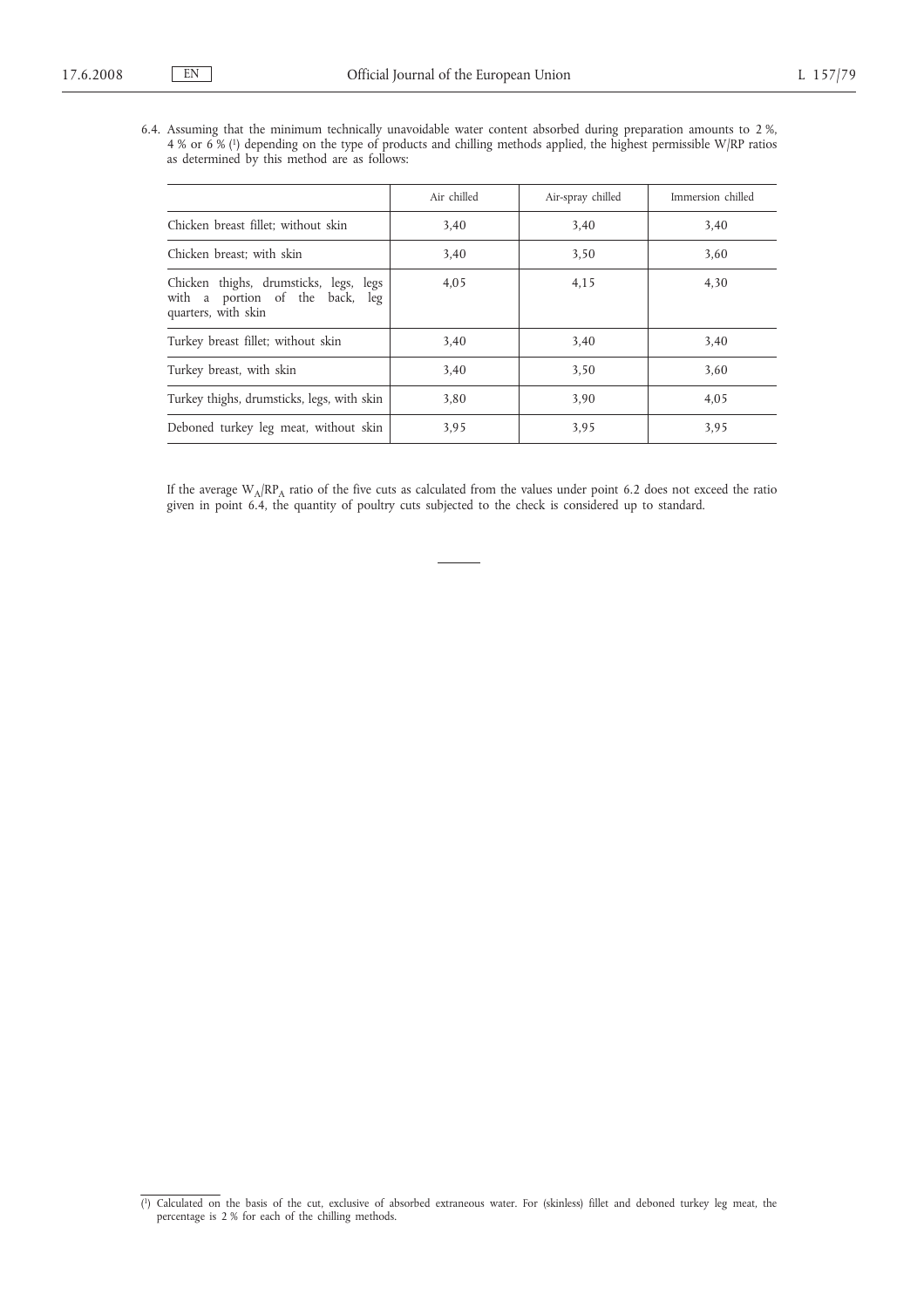6.4. Assuming that the minimum technically unavoidable water content absorbed during preparation amounts to 2 %, 4 % or 6 % [1] depending on the type of products and chilling methods applied, the highest permissible W/RP ratios as determined by this method are as follows:

| | Air chilled | Air-spray chilled | Immersion chilled |
|---|---|---|---|
| Chicken breast fillet; without skin | 3,40 | 3,40 | 3,40 |
| Chicken breast; with skin | 3,40 | 3,50 | 3,60 |
| Chicken thighs, drumsticks, legs, legs with a portion of the back, leg quarters, with skin | 4,05 | 4,15 | 4,30 |
| Turkey breast fillet; without skin | 3,40 | 3,40 | 3,40 |
| Turkey breast, with skin | 3,40 | 3,50 | 3,60 |
| Turkey thighs, drumsticks, legs, with skin | 3,80 | 3,90 | 4,05 |
| Deboned turkey leg meat, without skin | 3,95 | 3,95 | 3,95 |

If the average $W_A/RP_A$ ratio of the five cuts as calculated from the values under point 6.2 does not exceed the ratio given in point 6.4, the quantity of poultry cuts subjected to the check is considered up to standard.

---

[1] Calculated on the basis of the cut, exclusive of absorbed extraneous water. For (skinless) fillet and deboned turkey leg meat, the percentage is 2 % for each of the chilling methods.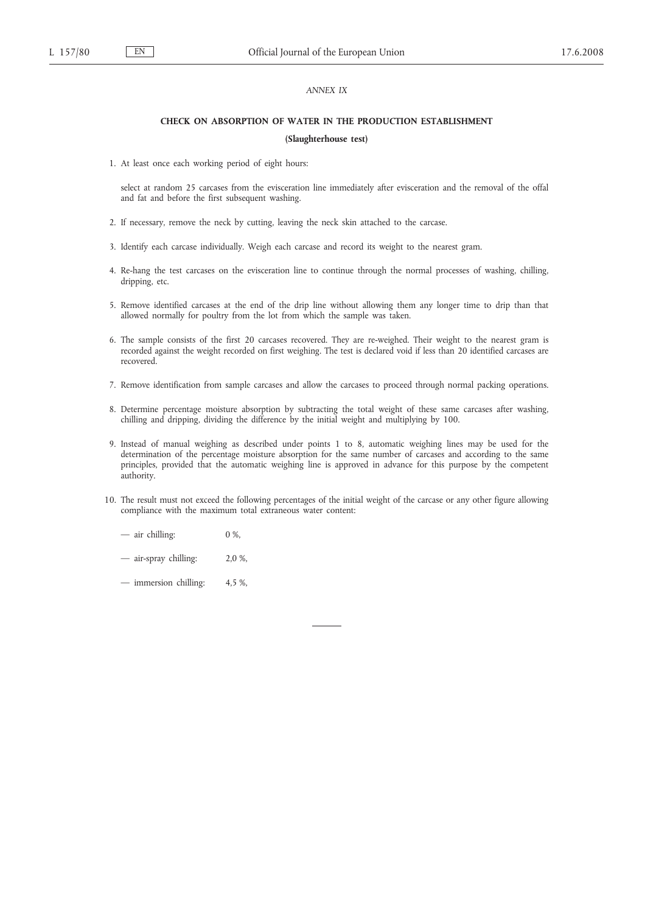*ANNEX IX*

**CHECK ON ABSORPTION OF WATER IN THE PRODUCTION ESTABLISHMENT**

**(Slaughterhouse test)**

1. At least once each working period of eight hours:

   select at random 25 carcases from the evisceration line immediately after evisceration and the removal of the offal and fat and before the first subsequent washing.

2. If necessary, remove the neck by cutting, leaving the neck skin attached to the carcase.

3. Identify each carcase individually. Weigh each carcase and record its weight to the nearest gram.

4. Re-hang the test carcases on the evisceration line to continue through the normal processes of washing, chilling, dripping, etc.

5. Remove identified carcases at the end of the drip line without allowing them any longer time to drip than that allowed normally for poultry from the lot from which the sample was taken.

6. The sample consists of the first 20 carcases recovered. They are re-weighed. Their weight to the nearest gram is recorded against the weight recorded on first weighing. The test is declared void if less than 20 identified carcases are recovered.

7. Remove identification from sample carcases and allow the carcases to proceed through normal packing operations.

8. Determine percentage moisture absorption by subtracting the total weight of these same carcases after washing, chilling and dripping, dividing the difference by the initial weight and multiplying by 100.

9. Instead of manual weighing as described under points 1 to 8, automatic weighing lines may be used for the determination of the percentage moisture absorption for the same number of carcases and according to the same principles, provided that the automatic weighing line is approved in advance for this purpose by the competent authority.

10. The result must not exceed the following percentages of the initial weight of the carcase or any other figure allowing compliance with the maximum total extraneous water content:

    — air chilling: 0 %,

    — air-spray chilling: 2,0 %,

    — immersion chilling: 4,5 %,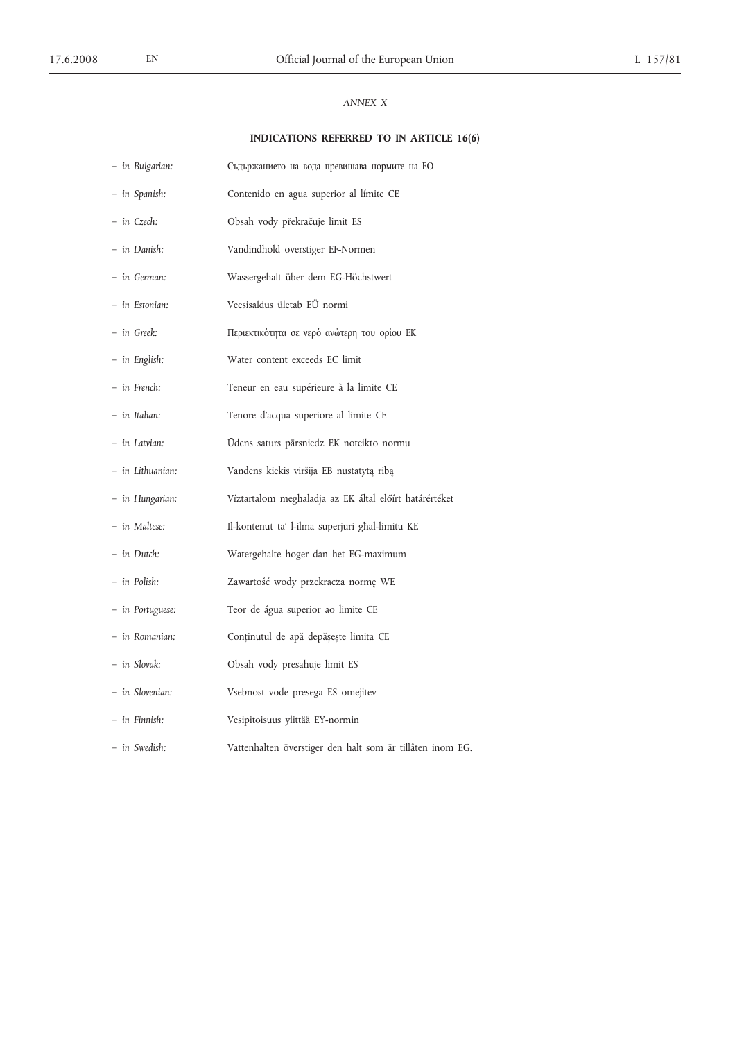*ANNEX X*

**INDICATIONS REFERRED TO IN ARTICLE 16(6)**

- *in Bulgarian:* Съдържанието на вода превишава нормите на ЕО
- *in Spanish:* Contenido en agua superior al límite CE
- *in Czech:* Obsah vody překračuje limit ES
- *in Danish:* Vandindhold overstiger EF-Normen
- *in German:* Wassergehalt über dem EG-Höchstwert
- *in Estonian:* Veesisaldus ületab EÜ normi
- *in Greek:* Περιεκτικότητα σε νερό ανώτερη του ορίου ΕΚ
- *in English:* Water content exceeds EC limit
- *in French:* Teneur en eau supérieure à la limite CE
- *in Italian:* Tenore d'acqua superiore al limite CE
- *in Latvian:* Ūdens saturs pārsniedz EK noteikto normu
- *in Lithuanian:* Vandens kiekis viršija EB nustatytą ribą
- *in Hungarian:* Víztartalom meghaladja az EK által előírt határértéket
- *in Maltese:* Il-kontenut ta' l-ilma superjuri għal-limitu KE
- *in Dutch:* Watergehalte hoger dan het EG-maximum
- *in Polish:* Zawartość wody przekracza normę WE
- *in Portuguese:* Teor de água superior ao limite CE
- *in Romanian:* Conținutul de apă depășește limita CE
- *in Slovak:* Obsah vody presahuje limit ES
- *in Slovenian:* Vsebnost vode presega ES omejitev
- *in Finnish:* Vesipitoisuus ylittää EY-normin
- *in Swedish:* Vattenhalten överstiger den halt som är tillåten inom EG.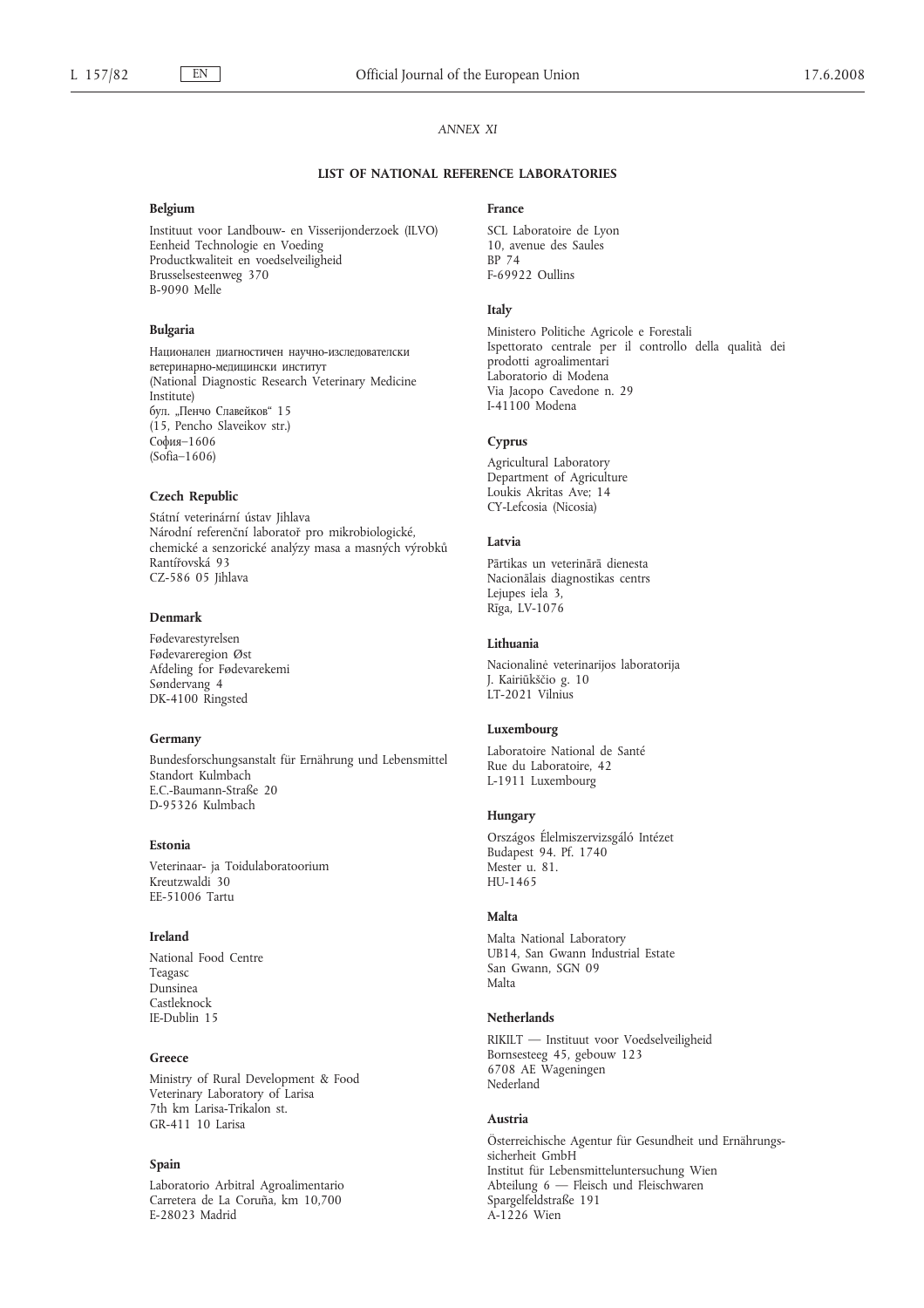*ANNEX XI*

**LIST OF NATIONAL REFERENCE LABORATORIES**

**Belgium**

Instituut voor Landbouw- en Visserijonderzoek (ILVO)
Eenheid Technologie en Voeding
Productkwaliteit en voedselveiligheid
Brusselsesteenweg 370
B-9090 Melle

**Bulgaria**

Национален диагностичен научно-изследователски ветеринарно-медицински институт
(National Diagnostic Research Veterinary Medicine Institute)
бул. „Пенчо Славейков" 15
(15, Pencho Slaveikov str.)
София–1606
(Sofia–1606)

**Czech Republic**

Státní veterinární ústav Jihlava
Národní referenční laboratoř pro mikrobiologické, chemické a senzorické analýzy masa a masných výrobků
Rantířovská 93
CZ-586 05 Jihlava

**Denmark**

Fødevarestyrelsen
Fødevareregion Øst
Afdeling for Fødevarekemi
Søndervang 4
DK-4100 Ringsted

**Germany**

Bundesforschungsanstalt für Ernährung und Lebensmittel
Standort Kulmbach
E.C.-Baumann-Straße 20
D-95326 Kulmbach

**Estonia**

Veterinaar- ja Toidulaboratoorium
Kreutzwaldi 30
EE-51006 Tartu

**Ireland**

National Food Centre
Teagasc
Dunsinea
Castleknock
IE-Dublin 15

**Greece**

Ministry of Rural Development & Food
Veterinary Laboratory of Larisa
7th km Larisa-Trikalon st.
GR-411 10 Larisa

**Spain**

Laboratorio Arbitral Agroalimentario
Carretera de La Coruña, km 10,700
E-28023 Madrid

**France**

SCL Laboratoire de Lyon
10, avenue des Saules
BP 74
F-69922 Oullins

**Italy**

Ministero Politiche Agricole e Forestali
Ispettorato centrale per il controllo della qualità dei prodotti agroalimentari
Laboratorio di Modena
Via Jacopo Cavedone n. 29
I-41100 Modena

**Cyprus**

Agricultural Laboratory
Department of Agriculture
Loukis Akritas Ave; 14
CY-Lefcosia (Nicosia)

**Latvia**

Pārtikas un veterinārā dienesta
Nacionālais diagnostikas centrs
Lejupes iela 3,
Rīga, LV-1076

**Lithuania**

Nacionalinė veterinarijos laboratorija
J. Kairiūkščio g. 10
LT-2021 Vilnius

**Luxembourg**

Laboratoire National de Santé
Rue du Laboratoire, 42
L-1911 Luxembourg

**Hungary**

Országos Élelmiszervizsgáló Intézet
Budapest 94. Pf. 1740
Mester u. 81.
HU-1465

**Malta**

Malta National Laboratory
UB14, San Gwann Industrial Estate
San Gwann, SGN 09
Malta

**Netherlands**

RIKILT — Instituut voor Voedselveiligheid
Bornsesteeg 45, gebouw 123
6708 AE Wageningen
Nederland

**Austria**

Österreichische Agentur für Gesundheit und Ernährungssicherheit GmbH
Institut für Lebensmitteluntersuchung Wien
Abteilung 6 — Fleisch und Fleischwaren
Spargelfeldstraße 191
A-1226 Wien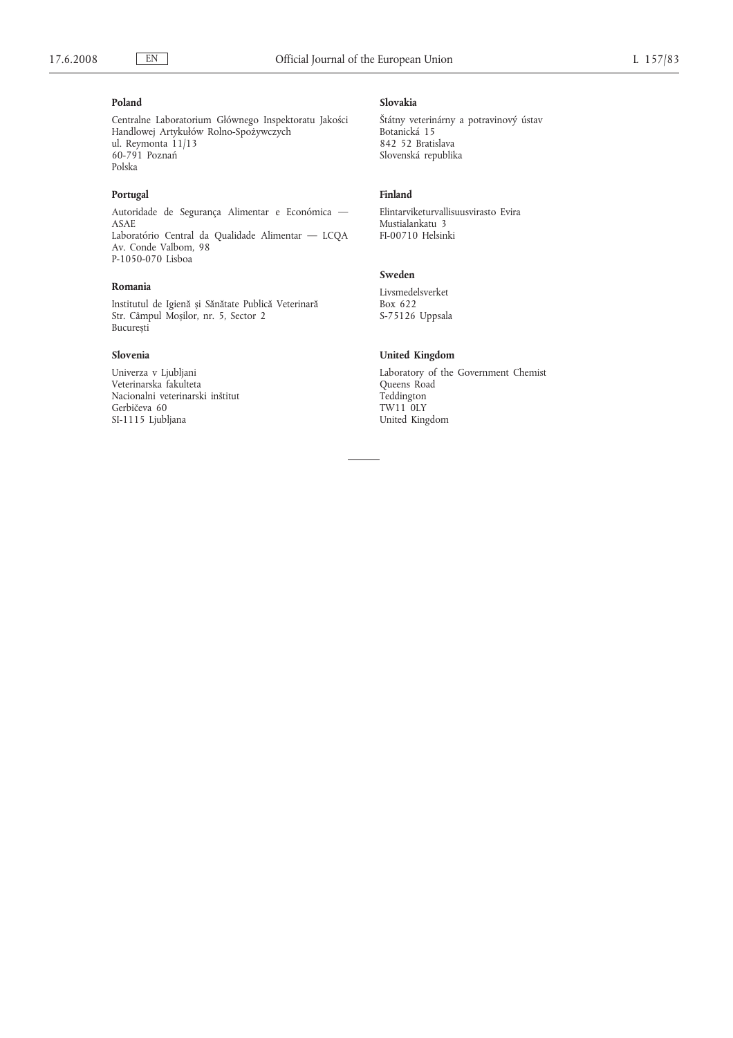**Poland**

Centralne Laboratorium Głównego Inspektoratu Jakości Handlowej Artykułów Rolno-Spożywczych
ul. Reymonta 11/13
60-791 Poznań
Polska

**Portugal**

Autoridade de Segurança Alimentar e Económica — ASAE
Laboratório Central da Qualidade Alimentar — LCQA
Av. Conde Valbom, 98
P-1050-070 Lisboa

**Romania**

Institutul de Igienă și Sănătate Publică Veterinară
Str. Câmpul Moșilor, nr. 5, Sector 2
București

**Slovenia**

Univerza v Ljubljani
Veterinarska fakulteta
Nacionalni veterinarski inštitut
Gerbičeva 60
SI-1115 Ljubljana

**Slovakia**

Štátny veterinárny a potravinový ústav
Botanická 15
842 52 Bratislava
Slovenská republika

**Finland**

Elintarviketurvallisuusvirasto Evira
Mustialankatu 3
FI-00710 Helsinki

**Sweden**

Livsmedelsverket
Box 622
S-75126 Uppsala

**United Kingdom**

Laboratory of the Government Chemist
Queens Road
Teddington
TW11 0LY
United Kingdom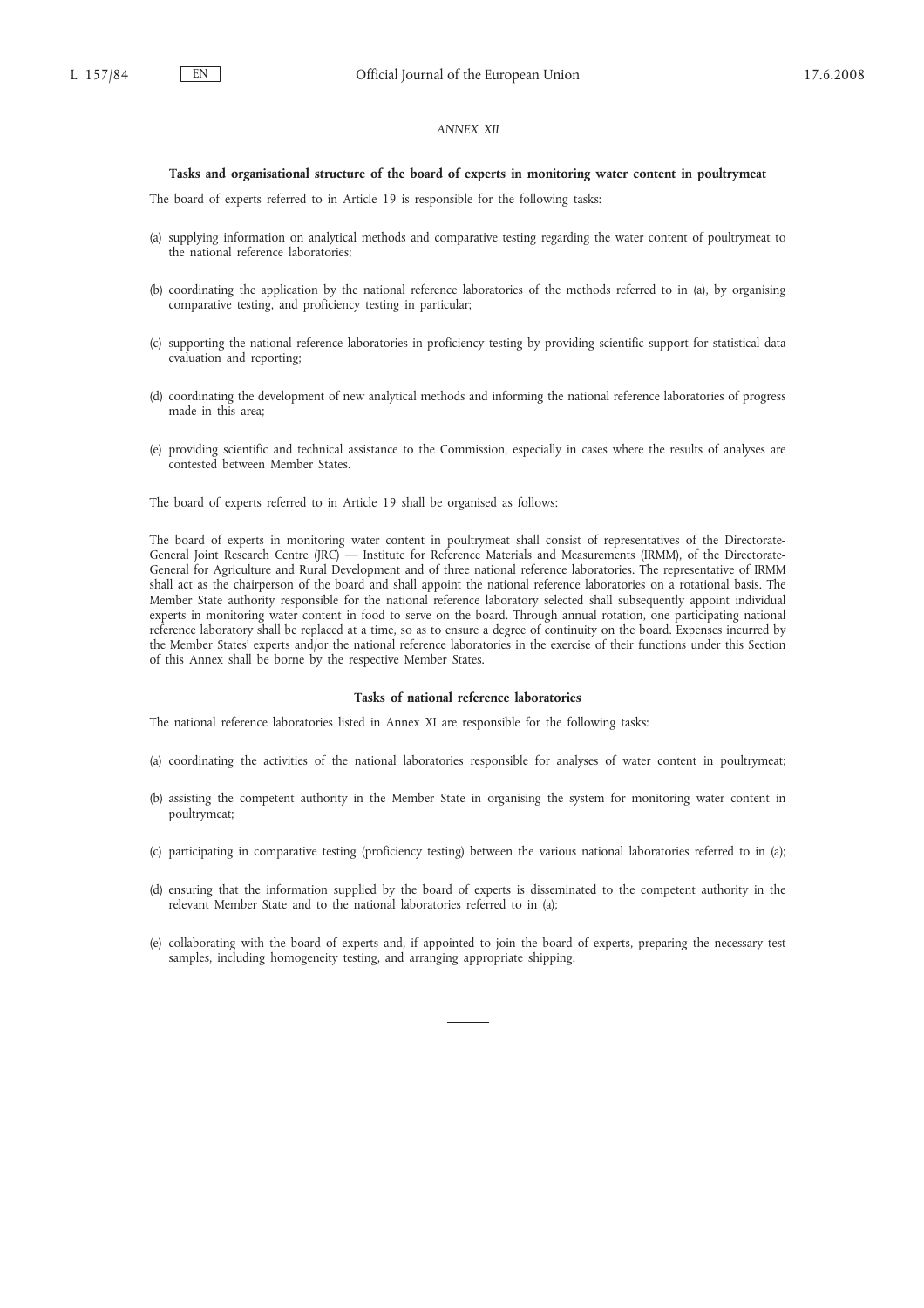*ANNEX XII*

**Tasks and organisational structure of the board of experts in monitoring water content in poultrymeat**

The board of experts referred to in Article 19 is responsible for the following tasks:

(a) supplying information on analytical methods and comparative testing regarding the water content of poultrymeat to the national reference laboratories;

(b) coordinating the application by the national reference laboratories of the methods referred to in (a), by organising comparative testing, and proficiency testing in particular;

(c) supporting the national reference laboratories in proficiency testing by providing scientific support for statistical data evaluation and reporting;

(d) coordinating the development of new analytical methods and informing the national reference laboratories of progress made in this area;

(e) providing scientific and technical assistance to the Commission, especially in cases where the results of analyses are contested between Member States.

The board of experts referred to in Article 19 shall be organised as follows:

The board of experts in monitoring water content in poultrymeat shall consist of representatives of the Directorate-General Joint Research Centre (JRC) — Institute for Reference Materials and Measurements (IRMM), of the Directorate-General for Agriculture and Rural Development and of three national reference laboratories. The representative of IRMM shall act as the chairperson of the board and shall appoint the national reference laboratories on a rotational basis. The Member State authority responsible for the national reference laboratory selected shall subsequently appoint individual experts in monitoring water content in food to serve on the board. Through annual rotation, one participating national reference laboratory shall be replaced at a time, so as to ensure a degree of continuity on the board. Expenses incurred by the Member States' experts and/or the national reference laboratories in the exercise of their functions under this Section of this Annex shall be borne by the respective Member States.

**Tasks of national reference laboratories**

The national reference laboratories listed in Annex XI are responsible for the following tasks:

(a) coordinating the activities of the national laboratories responsible for analyses of water content in poultrymeat;

(b) assisting the competent authority in the Member State in organising the system for monitoring water content in poultrymeat;

(c) participating in comparative testing (proficiency testing) between the various national laboratories referred to in (a);

(d) ensuring that the information supplied by the board of experts is disseminated to the competent authority in the relevant Member State and to the national laboratories referred to in (a);

(e) collaborating with the board of experts and, if appointed to join the board of experts, preparing the necessary test samples, including homogeneity testing, and arranging appropriate shipping.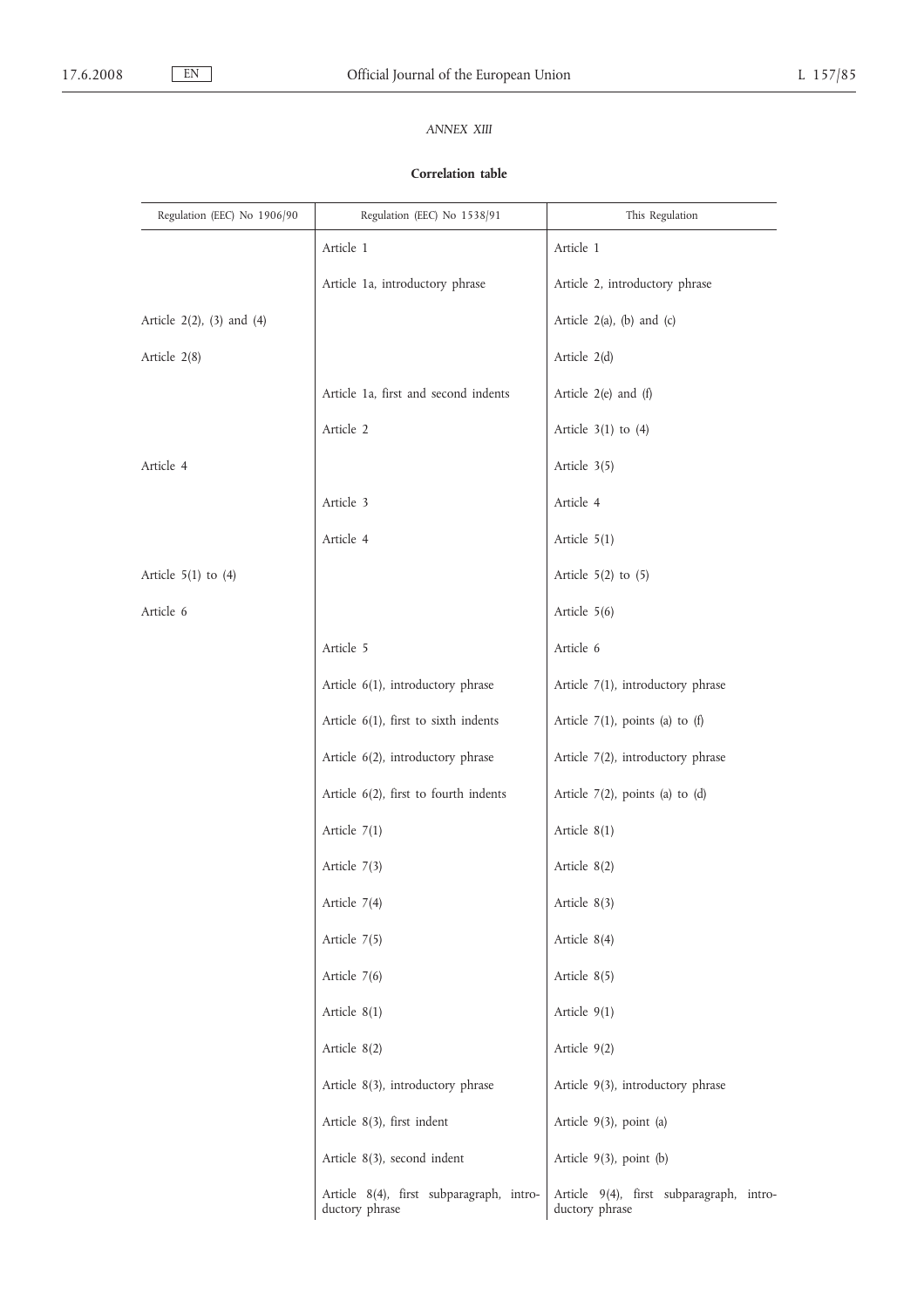*ANNEX XIII*

**Correlation table**

| Regulation (EEC) No 1906/90 | Regulation (EEC) No 1538/91 | This Regulation |
|---|---|---|
| | Article 1 | Article 1 |
| | Article 1a, introductory phrase | Article 2, introductory phrase |
| Article 2(2), (3) and (4) | | Article 2(a), (b) and (c) |
| Article 2(8) | | Article 2(d) |
| | Article 1a, first and second indents | Article 2(e) and (f) |
| | Article 2 | Article 3(1) to (4) |
| Article 4 | | Article 3(5) |
| | Article 3 | Article 4 |
| | Article 4 | Article 5(1) |
| Article 5(1) to (4) | | Article 5(2) to (5) |
| Article 6 | | Article 5(6) |
| | Article 5 | Article 6 |
| | Article 6(1), introductory phrase | Article 7(1), introductory phrase |
| | Article 6(1), first to sixth indents | Article 7(1), points (a) to (f) |
| | Article 6(2), introductory phrase | Article 7(2), introductory phrase |
| | Article 6(2), first to fourth indents | Article 7(2), points (a) to (d) |
| | Article 7(1) | Article 8(1) |
| | Article 7(3) | Article 8(2) |
| | Article 7(4) | Article 8(3) |
| | Article 7(5) | Article 8(4) |
| | Article 7(6) | Article 8(5) |
| | Article 8(1) | Article 9(1) |
| | Article 8(2) | Article 9(2) |
| | Article 8(3), introductory phrase | Article 9(3), introductory phrase |
| | Article 8(3), first indent | Article 9(3), point (a) |
| | Article 8(3), second indent | Article 9(3), point (b) |
| | Article 8(4), first subparagraph, introductory phrase | Article 9(4), first subparagraph, introductory phrase |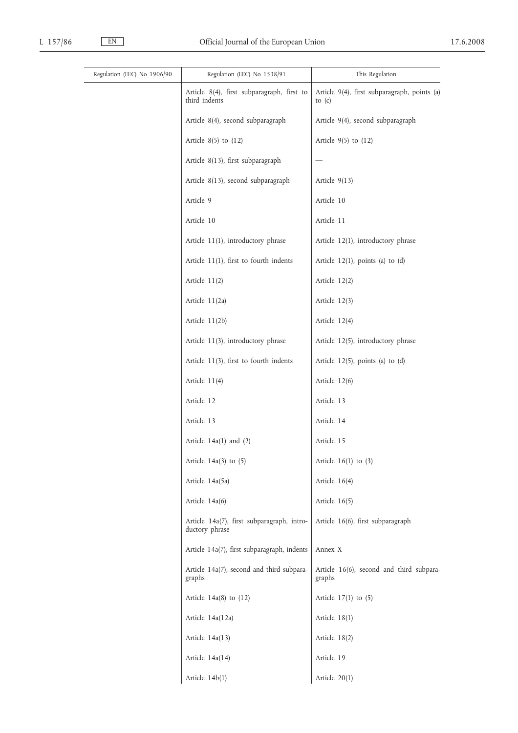| Regulation (EEC) No 1906/90 | Regulation (EEC) No 1538/91 | This Regulation |
|---|---|---|
| | Article 8(4), first subparagraph, first to third indents | Article 9(4), first subparagraph, points (a) to (c) |
| | Article 8(4), second subparagraph | Article 9(4), second subparagraph |
| | Article 8(5) to (12) | Article 9(5) to (12) |
| | Article 8(13), first subparagraph | — |
| | Article 8(13), second subparagraph | Article 9(13) |
| | Article 9 | Article 10 |
| | Article 10 | Article 11 |
| | Article 11(1), introductory phrase | Article 12(1), introductory phrase |
| | Article 11(1), first to fourth indents | Article 12(1), points (a) to (d) |
| | Article 11(2) | Article 12(2) |
| | Article 11(2a) | Article 12(3) |
| | Article 11(2b) | Article 12(4) |
| | Article 11(3), introductory phrase | Article 12(5), introductory phrase |
| | Article 11(3), first to fourth indents | Article 12(5), points (a) to (d) |
| | Article 11(4) | Article 12(6) |
| | Article 12 | Article 13 |
| | Article 13 | Article 14 |
| | Article 14a(1) and (2) | Article 15 |
| | Article 14a(3) to (5) | Article 16(1) to (3) |
| | Article 14a(5a) | Article 16(4) |
| | Article 14a(6) | Article 16(5) |
| | Article 14a(7), first subparagraph, introductory phrase | Article 16(6), first subparagraph |
| | Article 14a(7), first subparagraph, indents | Annex X |
| | Article 14a(7), second and third subparagraphs | Article 16(6), second and third subparagraphs |
| | Article 14a(8) to (12) | Article 17(1) to (5) |
| | Article 14a(12a) | Article 18(1) |
| | Article 14a(13) | Article 18(2) |
| | Article 14a(14) | Article 19 |
| | Article 14b(1) | Article 20(1) |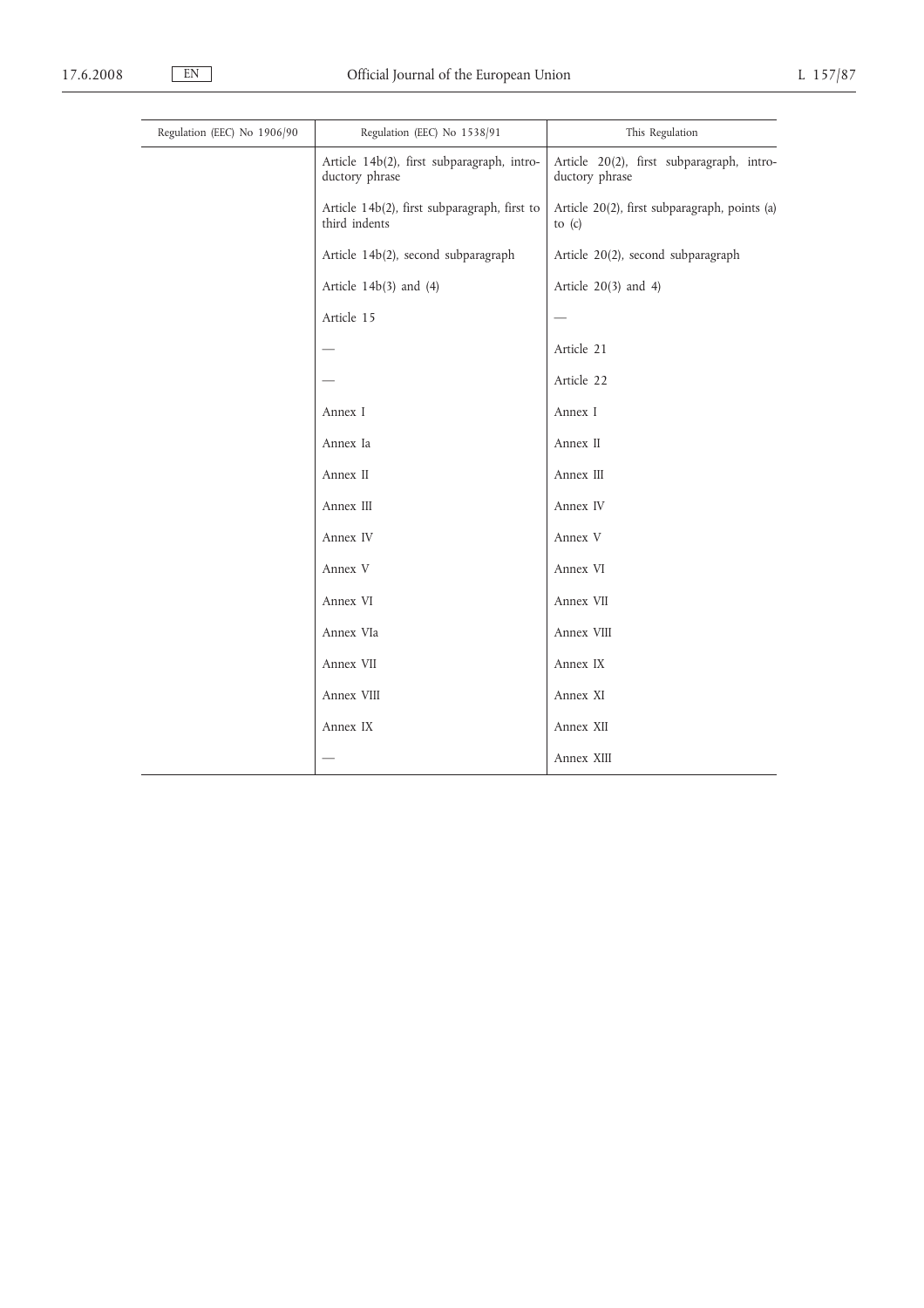| Regulation (EEC) No 1906/90 | Regulation (EEC) No 1538/91 | This Regulation |
|---|---|---|
| | Article 14b(2), first subparagraph, introductory phrase | Article 20(2), first subparagraph, introductory phrase |
| | Article 14b(2), first subparagraph, first to third indents | Article 20(2), first subparagraph, points (a) to (c) |
| | Article 14b(2), second subparagraph | Article 20(2), second subparagraph |
| | Article 14b(3) and (4) | Article 20(3) and 4) |
| | Article 15 | — |
| | — | Article 21 |
| | — | Article 22 |
| | Annex I | Annex I |
| | Annex Ia | Annex II |
| | Annex II | Annex III |
| | Annex III | Annex IV |
| | Annex IV | Annex V |
| | Annex V | Annex VI |
| | Annex VI | Annex VII |
| | Annex VIa | Annex VIII |
| | Annex VII | Annex IX |
| | Annex VIII | Annex XI |
| | Annex IX | Annex XII |
| | — | Annex XIII |